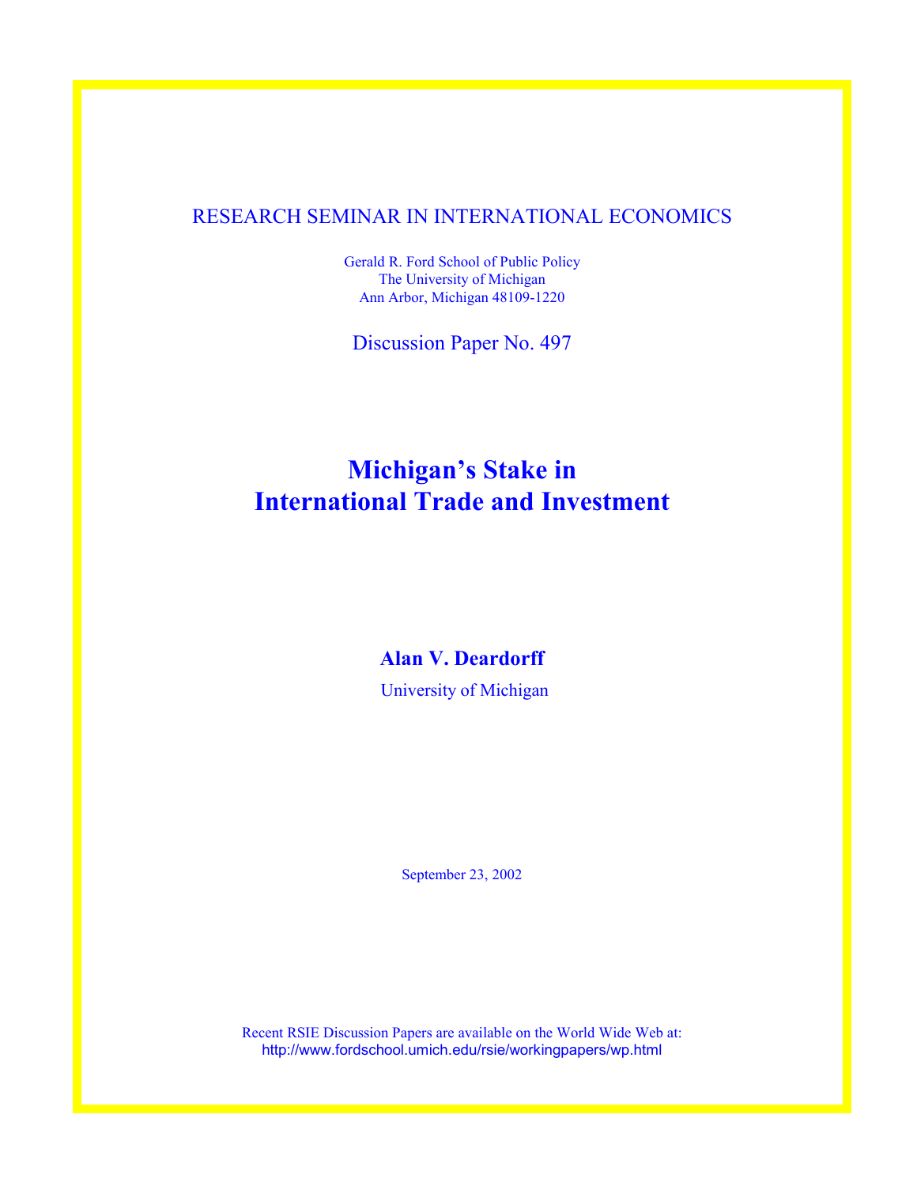RESEARCH SEMINAR IN INTERNATIONAL ECONOMICS

Gerald R. Ford School of Public Policy
The University of Michigan
Ann Arbor, Michigan 48109-1220

Discussion Paper No. 497

# Michigan's Stake in International Trade and Investment

**Alan V. Deardorff**

University of Michigan

September 23, 2002

Recent RSIE Discussion Papers are available on the World Wide Web at:
http://www.fordschool.umich.edu/rsie/workingpapers/wp.html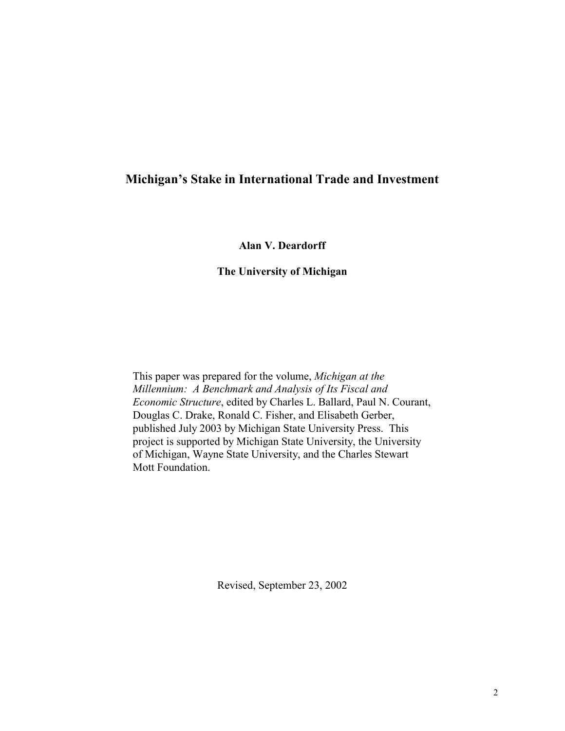# Michigan's Stake in International Trade and Investment

**Alan V. Deardorff**

**The University of Michigan**

This paper was prepared for the volume, *Michigan at the Millennium: A Benchmark and Analysis of Its Fiscal and Economic Structure*, edited by Charles L. Ballard, Paul N. Courant, Douglas C. Drake, Ronald C. Fisher, and Elisabeth Gerber, published July 2003 by Michigan State University Press. This project is supported by Michigan State University, the University of Michigan, Wayne State University, and the Charles Stewart Mott Foundation.

Revised, September 23, 2002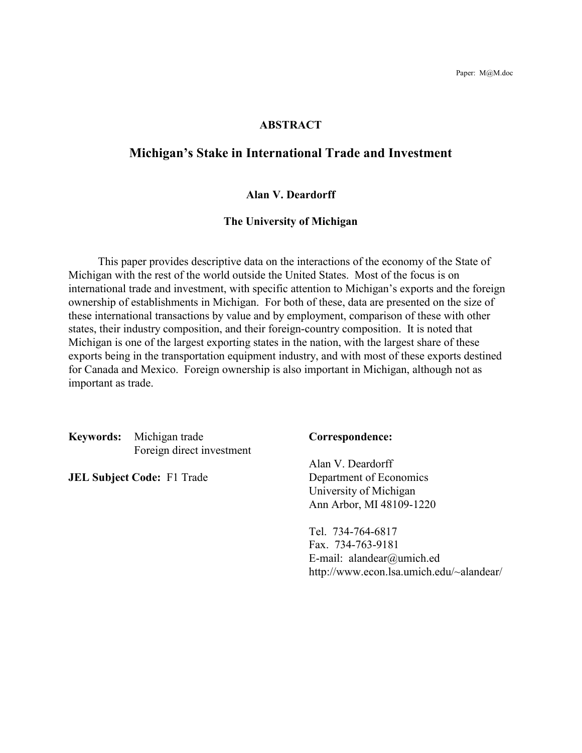Paper: M@M.doc

## ABSTRACT

# Michigan's Stake in International Trade and Investment

**Alan V. Deardorff**

**The University of Michigan**

This paper provides descriptive data on the interactions of the economy of the State of Michigan with the rest of the world outside the United States. Most of the focus is on international trade and investment, with specific attention to Michigan's exports and the foreign ownership of establishments in Michigan. For both of these, data are presented on the size of these international transactions by value and by employment, comparison of these with other states, their industry composition, and their foreign-country composition. It is noted that Michigan is one of the largest exporting states in the nation, with the largest share of these exports being in the transportation equipment industry, and with most of these exports destined for Canada and Mexico. Foreign ownership is also important in Michigan, although not as important as trade.

**Keywords:** Michigan trade
Foreign direct investment

**JEL Subject Code:** F1 Trade

**Correspondence:**

Alan V. Deardorff
Department of Economics
University of Michigan
Ann Arbor, MI 48109-1220

Tel. 734-764-6817
Fax. 734-763-9181
E-mail: alandear@umich.ed
http://www.econ.lsa.umich.edu/~alandear/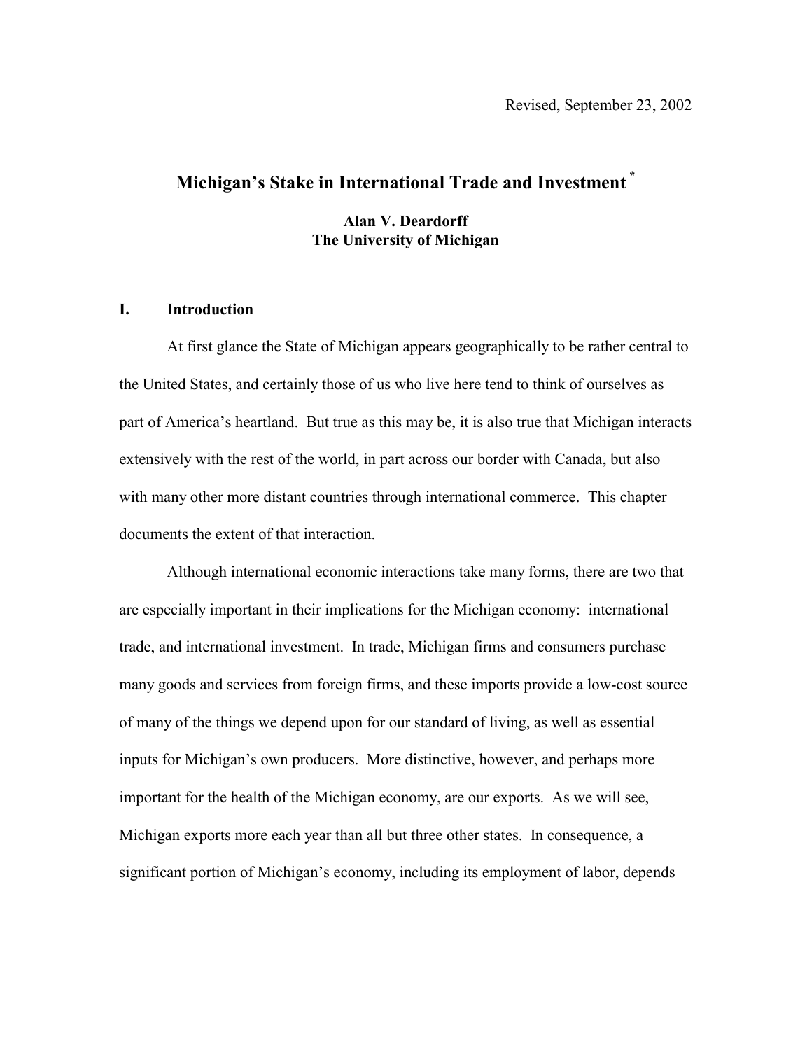Revised, September 23, 2002

# Michigan's Stake in International Trade and Investment [*]

**Alan V. Deardorff**
**The University of Michigan**

## I. Introduction

At first glance the State of Michigan appears geographically to be rather central to the United States, and certainly those of us who live here tend to think of ourselves as part of America's heartland. But true as this may be, it is also true that Michigan interacts extensively with the rest of the world, in part across our border with Canada, but also with many other more distant countries through international commerce. This chapter documents the extent of that interaction.

Although international economic interactions take many forms, there are two that are especially important in their implications for the Michigan economy: international trade, and international investment. In trade, Michigan firms and consumers purchase many goods and services from foreign firms, and these imports provide a low-cost source of many of the things we depend upon for our standard of living, as well as essential inputs for Michigan's own producers. More distinctive, however, and perhaps more important for the health of the Michigan economy, are our exports. As we will see, Michigan exports more each year than all but three other states. In consequence, a significant portion of Michigan's economy, including its employment of labor, depends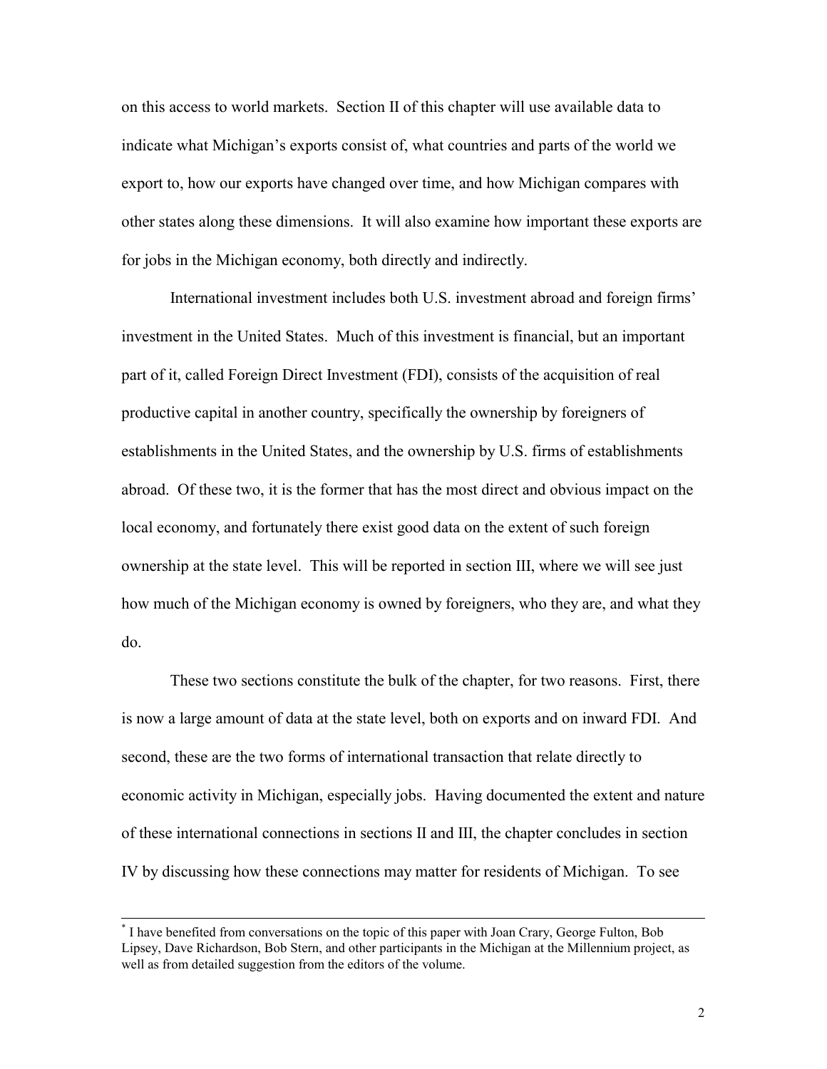on this access to world markets. Section II of this chapter will use available data to indicate what Michigan's exports consist of, what countries and parts of the world we export to, how our exports have changed over time, and how Michigan compares with other states along these dimensions. It will also examine how important these exports are for jobs in the Michigan economy, both directly and indirectly.

International investment includes both U.S. investment abroad and foreign firms' investment in the United States. Much of this investment is financial, but an important part of it, called Foreign Direct Investment (FDI), consists of the acquisition of real productive capital in another country, specifically the ownership by foreigners of establishments in the United States, and the ownership by U.S. firms of establishments abroad. Of these two, it is the former that has the most direct and obvious impact on the local economy, and fortunately there exist good data on the extent of such foreign ownership at the state level. This will be reported in section III, where we will see just how much of the Michigan economy is owned by foreigners, who they are, and what they do.

These two sections constitute the bulk of the chapter, for two reasons. First, there is now a large amount of data at the state level, both on exports and on inward FDI. And second, these are the two forms of international transaction that relate directly to economic activity in Michigan, especially jobs. Having documented the extent and nature of these international connections in sections II and III, the chapter concludes in section IV by discussing how these connections may matter for residents of Michigan. To see

---

* I have benefited from conversations on the topic of this paper with Joan Crary, George Fulton, Bob Lipsey, Dave Richardson, Bob Stern, and other participants in the Michigan at the Millennium project, as well as from detailed suggestion from the editors of the volume.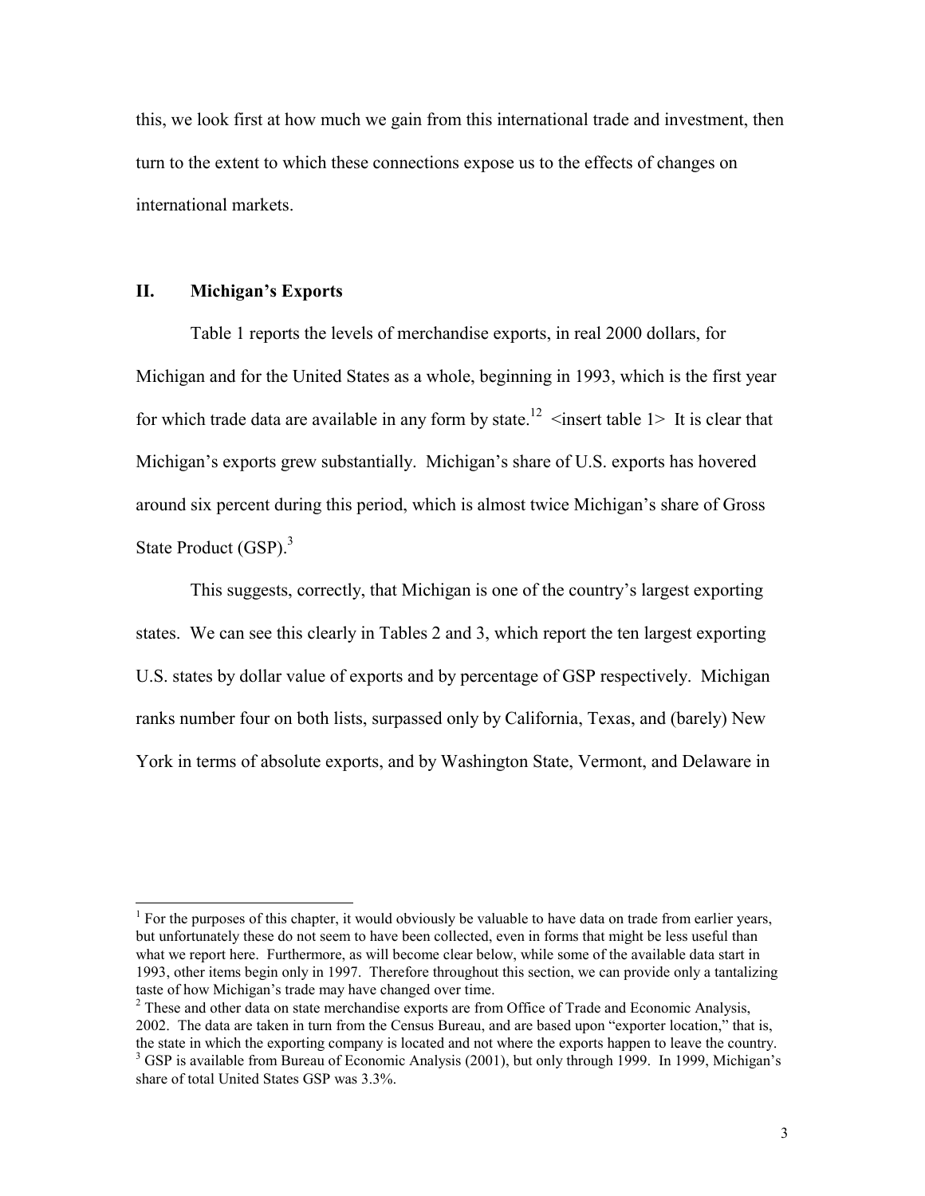this, we look first at how much we gain from this international trade and investment, then turn to the extent to which these connections expose us to the effects of changes on international markets.

## II. Michigan's Exports

Table 1 reports the levels of merchandise exports, in real 2000 dollars, for Michigan and for the United States as a whole, beginning in 1993, which is the first year for which trade data are available in any form by state.[12] <insert table 1> It is clear that Michigan's exports grew substantially. Michigan's share of U.S. exports has hovered around six percent during this period, which is almost twice Michigan's share of Gross State Product (GSP).[3]

This suggests, correctly, that Michigan is one of the country's largest exporting states. We can see this clearly in Tables 2 and 3, which report the ten largest exporting U.S. states by dollar value of exports and by percentage of GSP respectively. Michigan ranks number four on both lists, surpassed only by California, Texas, and (barely) New York in terms of absolute exports, and by Washington State, Vermont, and Delaware in

---

[1] For the purposes of this chapter, it would obviously be valuable to have data on trade from earlier years, but unfortunately these do not seem to have been collected, even in forms that might be less useful than what we report here. Furthermore, as will become clear below, while some of the available data start in 1993, other items begin only in 1997. Therefore throughout this section, we can provide only a tantalizing taste of how Michigan's trade may have changed over time.

[2] These and other data on state merchandise exports are from Office of Trade and Economic Analysis, 2002. The data are taken in turn from the Census Bureau, and are based upon "exporter location," that is, the state in which the exporting company is located and not where the exports happen to leave the country.

[3] GSP is available from Bureau of Economic Analysis (2001), but only through 1999. In 1999, Michigan's share of total United States GSP was 3.3%.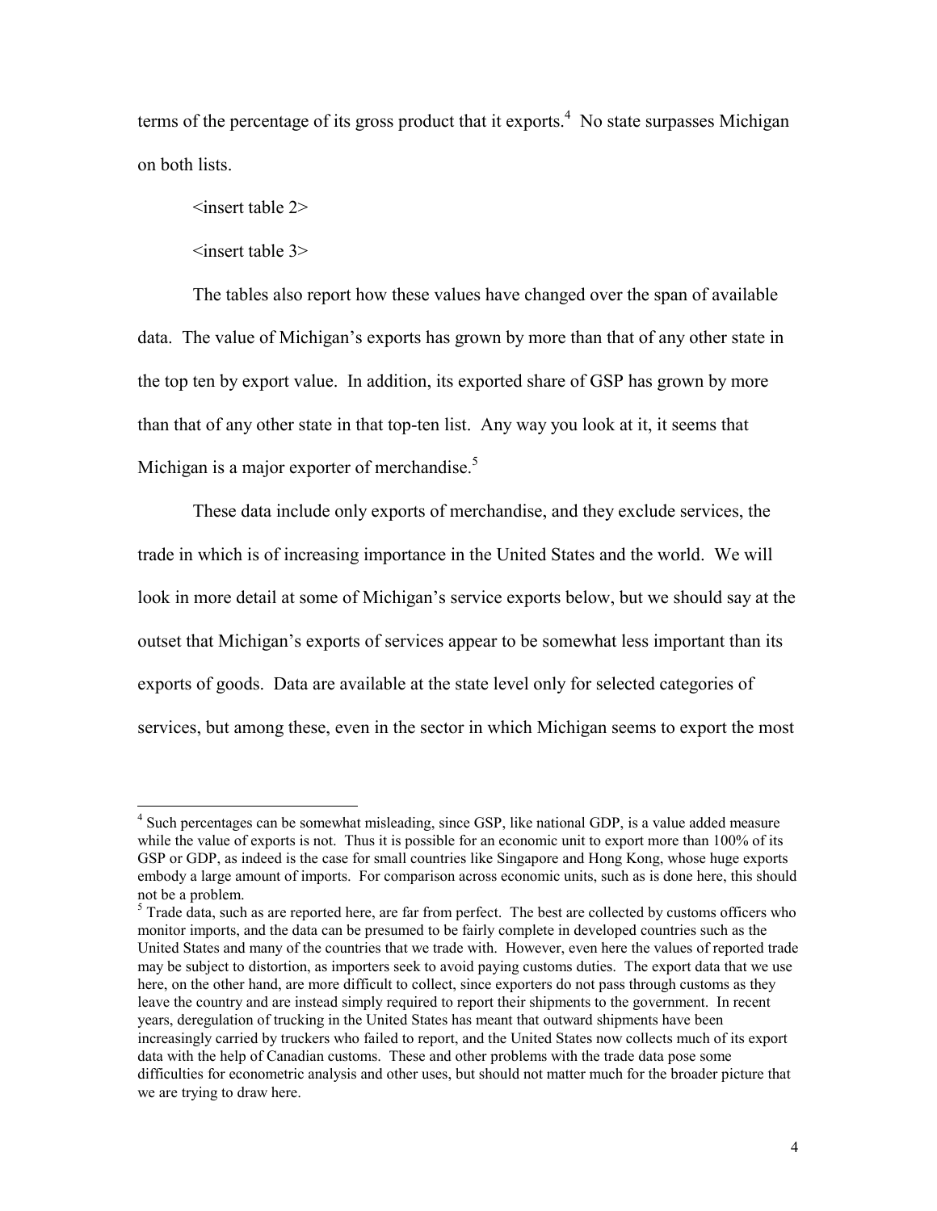terms of the percentage of its gross product that it exports.[4] No state surpasses Michigan on both lists.

<insert table 2>

<insert table 3>

The tables also report how these values have changed over the span of available data. The value of Michigan's exports has grown by more than that of any other state in the top ten by export value. In addition, its exported share of GSP has grown by more than that of any other state in that top-ten list. Any way you look at it, it seems that Michigan is a major exporter of merchandise.[5]

These data include only exports of merchandise, and they exclude services, the trade in which is of increasing importance in the United States and the world. We will look in more detail at some of Michigan's service exports below, but we should say at the outset that Michigan's exports of services appear to be somewhat less important than its exports of goods. Data are available at the state level only for selected categories of services, but among these, even in the sector in which Michigan seems to export the most

---

[4] Such percentages can be somewhat misleading, since GSP, like national GDP, is a value added measure while the value of exports is not. Thus it is possible for an economic unit to export more than 100% of its GSP or GDP, as indeed is the case for small countries like Singapore and Hong Kong, whose huge exports embody a large amount of imports. For comparison across economic units, such as is done here, this should not be a problem.

[5] Trade data, such as are reported here, are far from perfect. The best are collected by customs officers who monitor imports, and the data can be presumed to be fairly complete in developed countries such as the United States and many of the countries that we trade with. However, even here the values of reported trade may be subject to distortion, as importers seek to avoid paying customs duties. The export data that we use here, on the other hand, are more difficult to collect, since exporters do not pass through customs as they leave the country and are instead simply required to report their shipments to the government. In recent years, deregulation of trucking in the United States has meant that outward shipments have been increasingly carried by truckers who failed to report, and the United States now collects much of its export data with the help of Canadian customs. These and other problems with the trade data pose some difficulties for econometric analysis and other uses, but should not matter much for the broader picture that we are trying to draw here.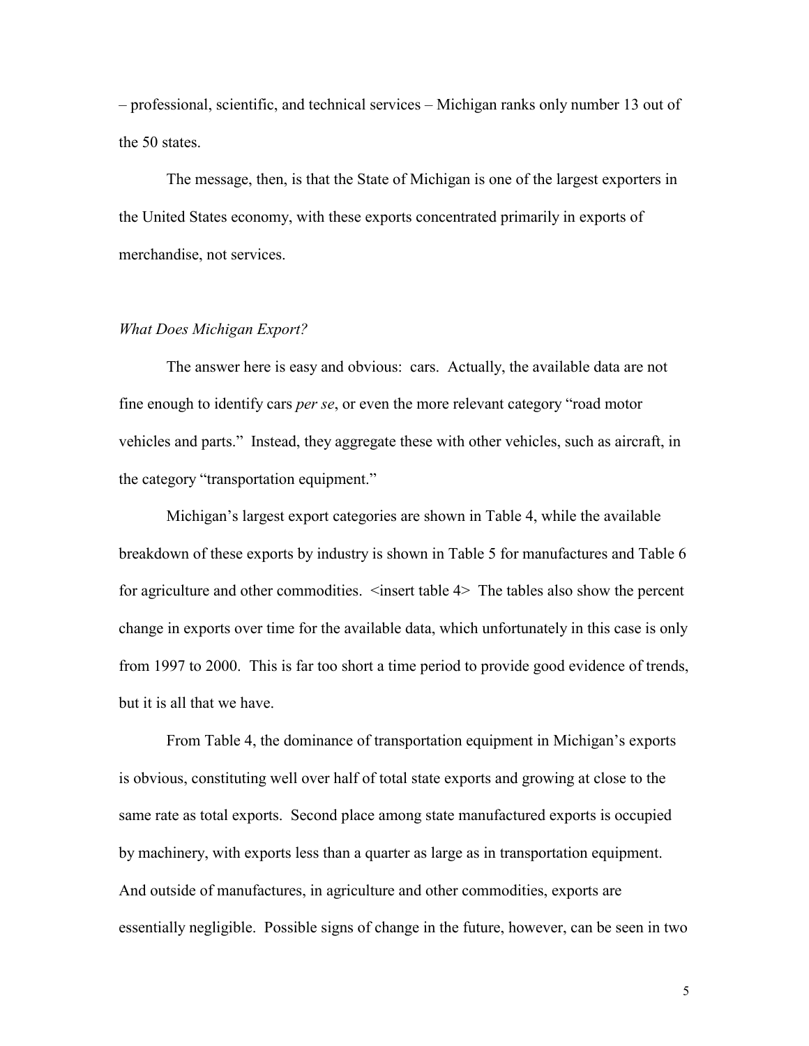– professional, scientific, and technical services – Michigan ranks only number 13 out of the 50 states.

The message, then, is that the State of Michigan is one of the largest exporters in the United States economy, with these exports concentrated primarily in exports of merchandise, not services.

*What Does Michigan Export?*

The answer here is easy and obvious: cars. Actually, the available data are not fine enough to identify cars *per se*, or even the more relevant category "road motor vehicles and parts." Instead, they aggregate these with other vehicles, such as aircraft, in the category "transportation equipment."

Michigan's largest export categories are shown in Table 4, while the available breakdown of these exports by industry is shown in Table 5 for manufactures and Table 6 for agriculture and other commodities. <insert table 4> The tables also show the percent change in exports over time for the available data, which unfortunately in this case is only from 1997 to 2000. This is far too short a time period to provide good evidence of trends, but it is all that we have.

From Table 4, the dominance of transportation equipment in Michigan's exports is obvious, constituting well over half of total state exports and growing at close to the same rate as total exports. Second place among state manufactured exports is occupied by machinery, with exports less than a quarter as large as in transportation equipment. And outside of manufactures, in agriculture and other commodities, exports are essentially negligible. Possible signs of change in the future, however, can be seen in two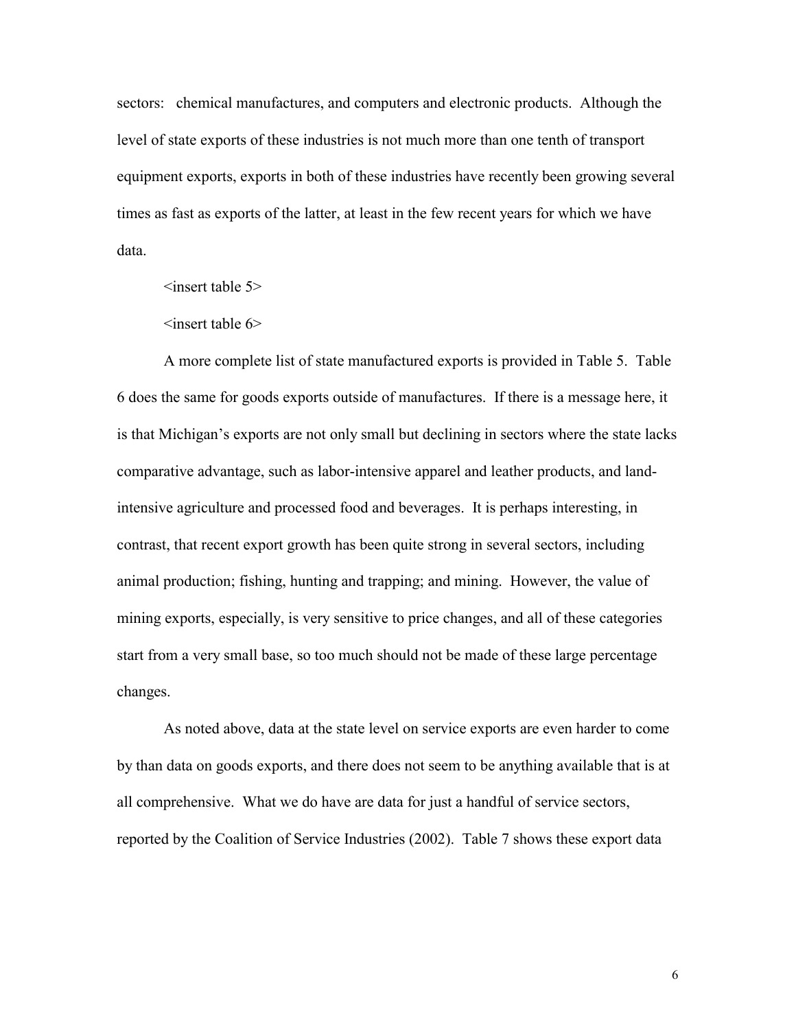sectors: chemical manufactures, and computers and electronic products. Although the level of state exports of these industries is not much more than one tenth of transport equipment exports, exports in both of these industries have recently been growing several times as fast as exports of the latter, at least in the few recent years for which we have data.

<insert table 5>

<insert table 6>

A more complete list of state manufactured exports is provided in Table 5. Table 6 does the same for goods exports outside of manufactures. If there is a message here, it is that Michigan's exports are not only small but declining in sectors where the state lacks comparative advantage, such as labor-intensive apparel and leather products, and land-intensive agriculture and processed food and beverages. It is perhaps interesting, in contrast, that recent export growth has been quite strong in several sectors, including animal production; fishing, hunting and trapping; and mining. However, the value of mining exports, especially, is very sensitive to price changes, and all of these categories start from a very small base, so too much should not be made of these large percentage changes.

As noted above, data at the state level on service exports are even harder to come by than data on goods exports, and there does not seem to be anything available that is at all comprehensive. What we do have are data for just a handful of service sectors, reported by the Coalition of Service Industries (2002). Table 7 shows these export data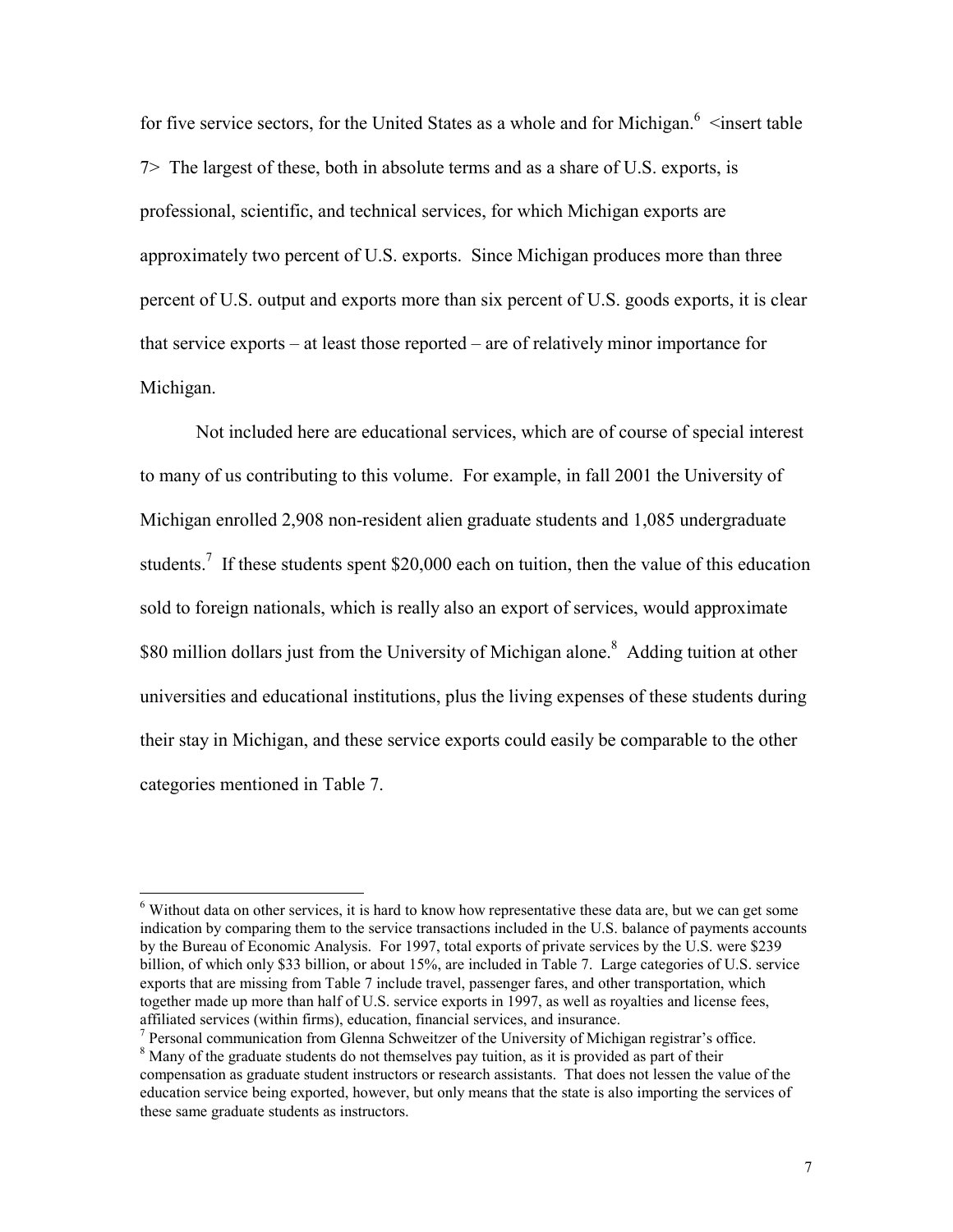for five service sectors, for the United States as a whole and for Michigan.[6] <insert table 7> The largest of these, both in absolute terms and as a share of U.S. exports, is professional, scientific, and technical services, for which Michigan exports are approximately two percent of U.S. exports. Since Michigan produces more than three percent of U.S. output and exports more than six percent of U.S. goods exports, it is clear that service exports – at least those reported – are of relatively minor importance for Michigan.

Not included here are educational services, which are of course of special interest to many of us contributing to this volume. For example, in fall 2001 the University of Michigan enrolled 2,908 non-resident alien graduate students and 1,085 undergraduate students.[7] If these students spent $20,000 each on tuition, then the value of this education sold to foreign nationals, which is really also an export of services, would approximate $80 million dollars just from the University of Michigan alone.[8] Adding tuition at other universities and educational institutions, plus the living expenses of these students during their stay in Michigan, and these service exports could easily be comparable to the other categories mentioned in Table 7.

---

[6] Without data on other services, it is hard to know how representative these data are, but we can get some indication by comparing them to the service transactions included in the U.S. balance of payments accounts by the Bureau of Economic Analysis. For 1997, total exports of private services by the U.S. were $239 billion, of which only $33 billion, or about 15%, are included in Table 7. Large categories of U.S. service exports that are missing from Table 7 include travel, passenger fares, and other transportation, which together made up more than half of U.S. service exports in 1997, as well as royalties and license fees, affiliated services (within firms), education, financial services, and insurance.

[7] Personal communication from Glenna Schweitzer of the University of Michigan registrar's office.

[8] Many of the graduate students do not themselves pay tuition, as it is provided as part of their compensation as graduate student instructors or research assistants. That does not lessen the value of the education service being exported, however, but only means that the state is also importing the services of these same graduate students as instructors.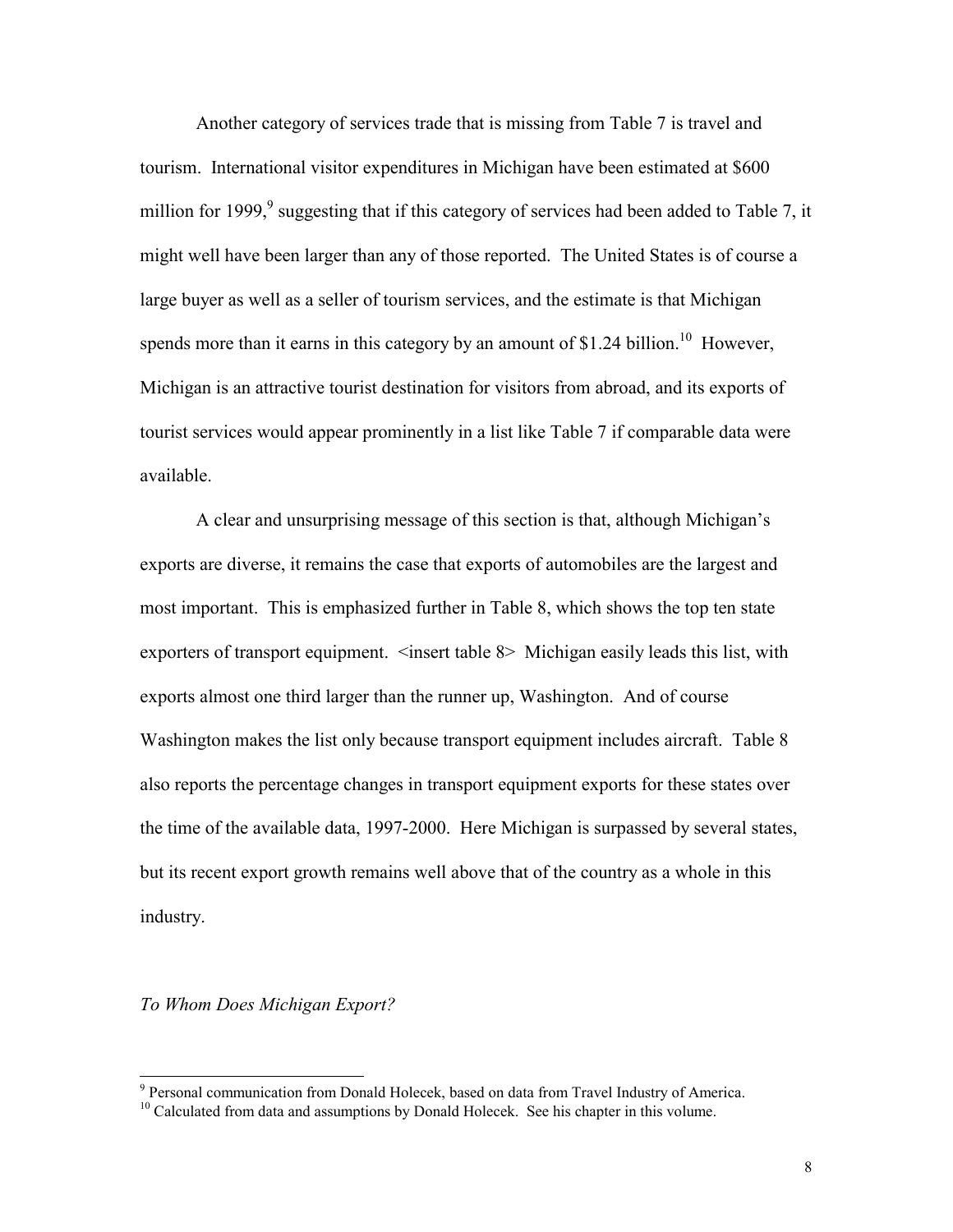Another category of services trade that is missing from Table 7 is travel and tourism. International visitor expenditures in Michigan have been estimated at $600 million for 1999,[9] suggesting that if this category of services had been added to Table 7, it might well have been larger than any of those reported. The United States is of course a large buyer as well as a seller of tourism services, and the estimate is that Michigan spends more than it earns in this category by an amount of $1.24 billion.[10] However, Michigan is an attractive tourist destination for visitors from abroad, and its exports of tourist services would appear prominently in a list like Table 7 if comparable data were available.

A clear and unsurprising message of this section is that, although Michigan's exports are diverse, it remains the case that exports of automobiles are the largest and most important. This is emphasized further in Table 8, which shows the top ten state exporters of transport equipment. <insert table 8> Michigan easily leads this list, with exports almost one third larger than the runner up, Washington. And of course Washington makes the list only because transport equipment includes aircraft. Table 8 also reports the percentage changes in transport equipment exports for these states over the time of the available data, 1997-2000. Here Michigan is surpassed by several states, but its recent export growth remains well above that of the country as a whole in this industry.

*To Whom Does Michigan Export?*

---

[9] Personal communication from Donald Holecek, based on data from Travel Industry of America.

[10] Calculated from data and assumptions by Donald Holecek. See his chapter in this volume.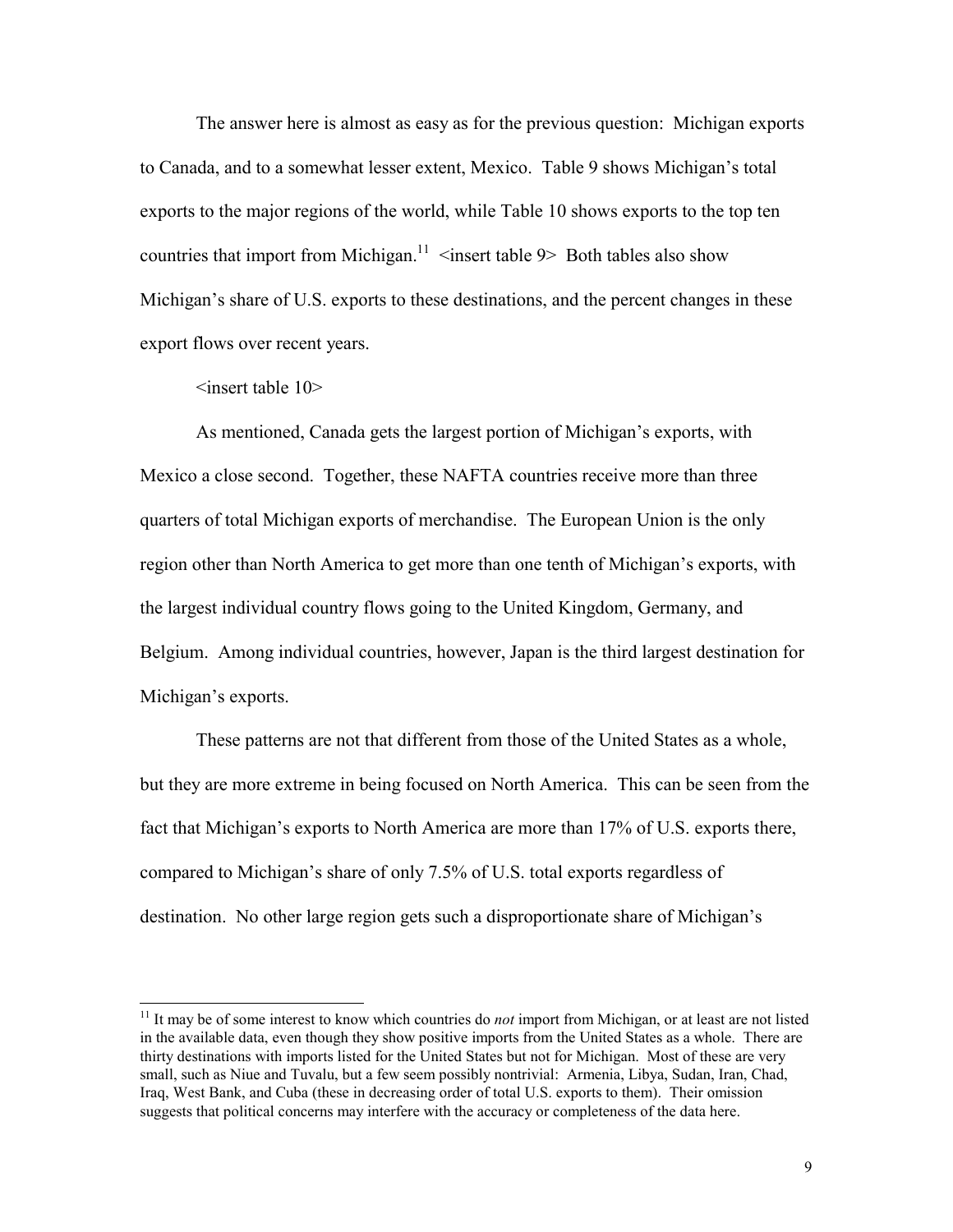The answer here is almost as easy as for the previous question: Michigan exports to Canada, and to a somewhat lesser extent, Mexico. Table 9 shows Michigan's total exports to the major regions of the world, while Table 10 shows exports to the top ten countries that import from Michigan.[11] <insert table 9> Both tables also show Michigan's share of U.S. exports to these destinations, and the percent changes in these export flows over recent years.

<insert table 10>

As mentioned, Canada gets the largest portion of Michigan's exports, with Mexico a close second. Together, these NAFTA countries receive more than three quarters of total Michigan exports of merchandise. The European Union is the only region other than North America to get more than one tenth of Michigan's exports, with the largest individual country flows going to the United Kingdom, Germany, and Belgium. Among individual countries, however, Japan is the third largest destination for Michigan's exports.

These patterns are not that different from those of the United States as a whole, but they are more extreme in being focused on North America. This can be seen from the fact that Michigan's exports to North America are more than 17% of U.S. exports there, compared to Michigan's share of only 7.5% of U.S. total exports regardless of destination. No other large region gets such a disproportionate share of Michigan's

[11] It may be of some interest to know which countries do *not* import from Michigan, or at least are not listed in the available data, even though they show positive imports from the United States as a whole. There are thirty destinations with imports listed for the United States but not for Michigan. Most of these are very small, such as Niue and Tuvalu, but a few seem possibly nontrivial: Armenia, Libya, Sudan, Iran, Chad, Iraq, West Bank, and Cuba (these in decreasing order of total U.S. exports to them). Their omission suggests that political concerns may interfere with the accuracy or completeness of the data here.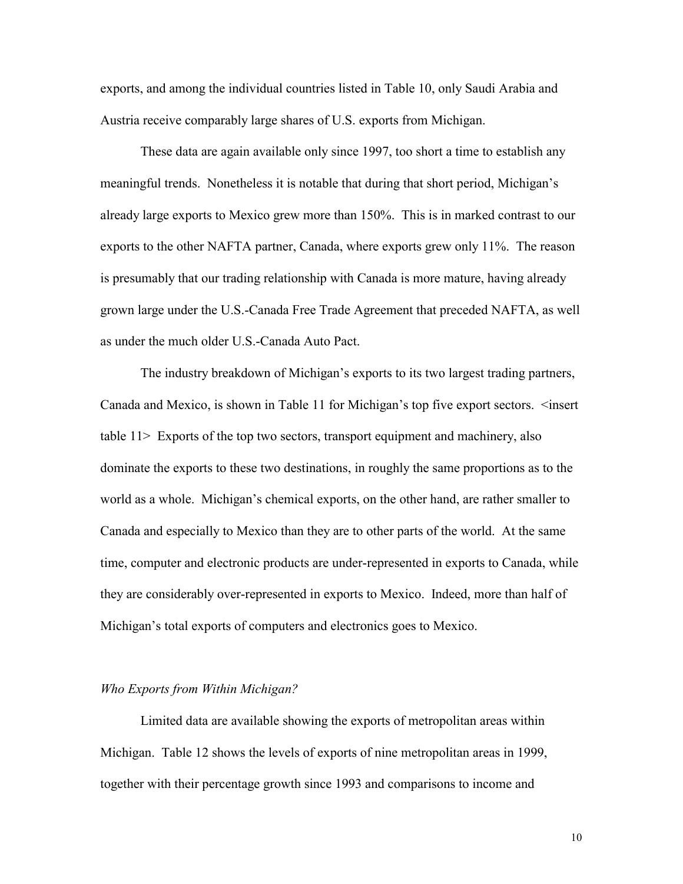exports, and among the individual countries listed in Table 10, only Saudi Arabia and Austria receive comparably large shares of U.S. exports from Michigan.

These data are again available only since 1997, too short a time to establish any meaningful trends. Nonetheless it is notable that during that short period, Michigan's already large exports to Mexico grew more than 150%. This is in marked contrast to our exports to the other NAFTA partner, Canada, where exports grew only 11%. The reason is presumably that our trading relationship with Canada is more mature, having already grown large under the U.S.-Canada Free Trade Agreement that preceded NAFTA, as well as under the much older U.S.-Canada Auto Pact.

The industry breakdown of Michigan's exports to its two largest trading partners, Canada and Mexico, is shown in Table 11 for Michigan's top five export sectors. <insert table 11> Exports of the top two sectors, transport equipment and machinery, also dominate the exports to these two destinations, in roughly the same proportions as to the world as a whole. Michigan's chemical exports, on the other hand, are rather smaller to Canada and especially to Mexico than they are to other parts of the world. At the same time, computer and electronic products are under-represented in exports to Canada, while they are considerably over-represented in exports to Mexico. Indeed, more than half of Michigan's total exports of computers and electronics goes to Mexico.

### *Who Exports from Within Michigan?*

Limited data are available showing the exports of metropolitan areas within Michigan. Table 12 shows the levels of exports of nine metropolitan areas in 1999, together with their percentage growth since 1993 and comparisons to income and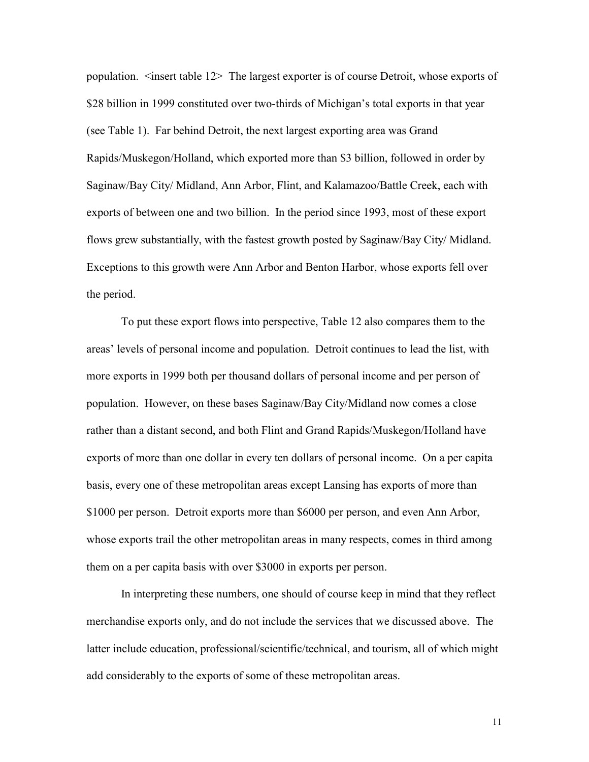population. <insert table 12> The largest exporter is of course Detroit, whose exports of $28 billion in 1999 constituted over two-thirds of Michigan's total exports in that year (see Table 1). Far behind Detroit, the next largest exporting area was Grand Rapids/Muskegon/Holland, which exported more than $3 billion, followed in order by Saginaw/Bay City/ Midland, Ann Arbor, Flint, and Kalamazoo/Battle Creek, each with exports of between one and two billion. In the period since 1993, most of these export flows grew substantially, with the fastest growth posted by Saginaw/Bay City/ Midland. Exceptions to this growth were Ann Arbor and Benton Harbor, whose exports fell over the period.

To put these export flows into perspective, Table 12 also compares them to the areas' levels of personal income and population. Detroit continues to lead the list, with more exports in 1999 both per thousand dollars of personal income and per person of population. However, on these bases Saginaw/Bay City/Midland now comes a close rather than a distant second, and both Flint and Grand Rapids/Muskegon/Holland have exports of more than one dollar in every ten dollars of personal income. On a per capita basis, every one of these metropolitan areas except Lansing has exports of more than $1000 per person. Detroit exports more than $6000 per person, and even Ann Arbor, whose exports trail the other metropolitan areas in many respects, comes in third among them on a per capita basis with over $3000 in exports per person.

In interpreting these numbers, one should of course keep in mind that they reflect merchandise exports only, and do not include the services that we discussed above. The latter include education, professional/scientific/technical, and tourism, all of which might add considerably to the exports of some of these metropolitan areas.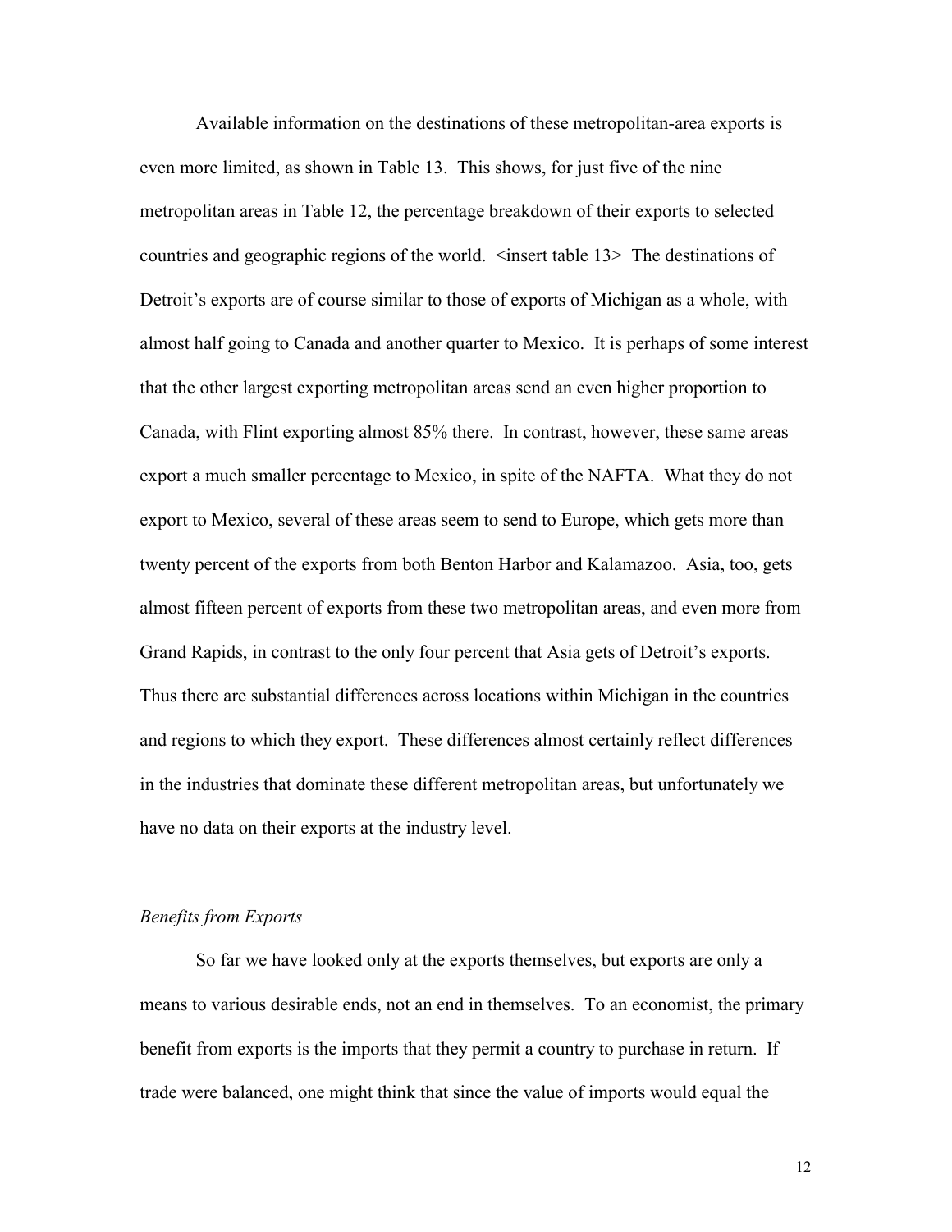Available information on the destinations of these metropolitan-area exports is even more limited, as shown in Table 13. This shows, for just five of the nine metropolitan areas in Table 12, the percentage breakdown of their exports to selected countries and geographic regions of the world. <insert table 13> The destinations of Detroit's exports are of course similar to those of exports of Michigan as a whole, with almost half going to Canada and another quarter to Mexico. It is perhaps of some interest that the other largest exporting metropolitan areas send an even higher proportion to Canada, with Flint exporting almost 85% there. In contrast, however, these same areas export a much smaller percentage to Mexico, in spite of the NAFTA. What they do not export to Mexico, several of these areas seem to send to Europe, which gets more than twenty percent of the exports from both Benton Harbor and Kalamazoo. Asia, too, gets almost fifteen percent of exports from these two metropolitan areas, and even more from Grand Rapids, in contrast to the only four percent that Asia gets of Detroit's exports. Thus there are substantial differences across locations within Michigan in the countries and regions to which they export. These differences almost certainly reflect differences in the industries that dominate these different metropolitan areas, but unfortunately we have no data on their exports at the industry level.

*Benefits from Exports*

So far we have looked only at the exports themselves, but exports are only a means to various desirable ends, not an end in themselves. To an economist, the primary benefit from exports is the imports that they permit a country to purchase in return. If trade were balanced, one might think that since the value of imports would equal the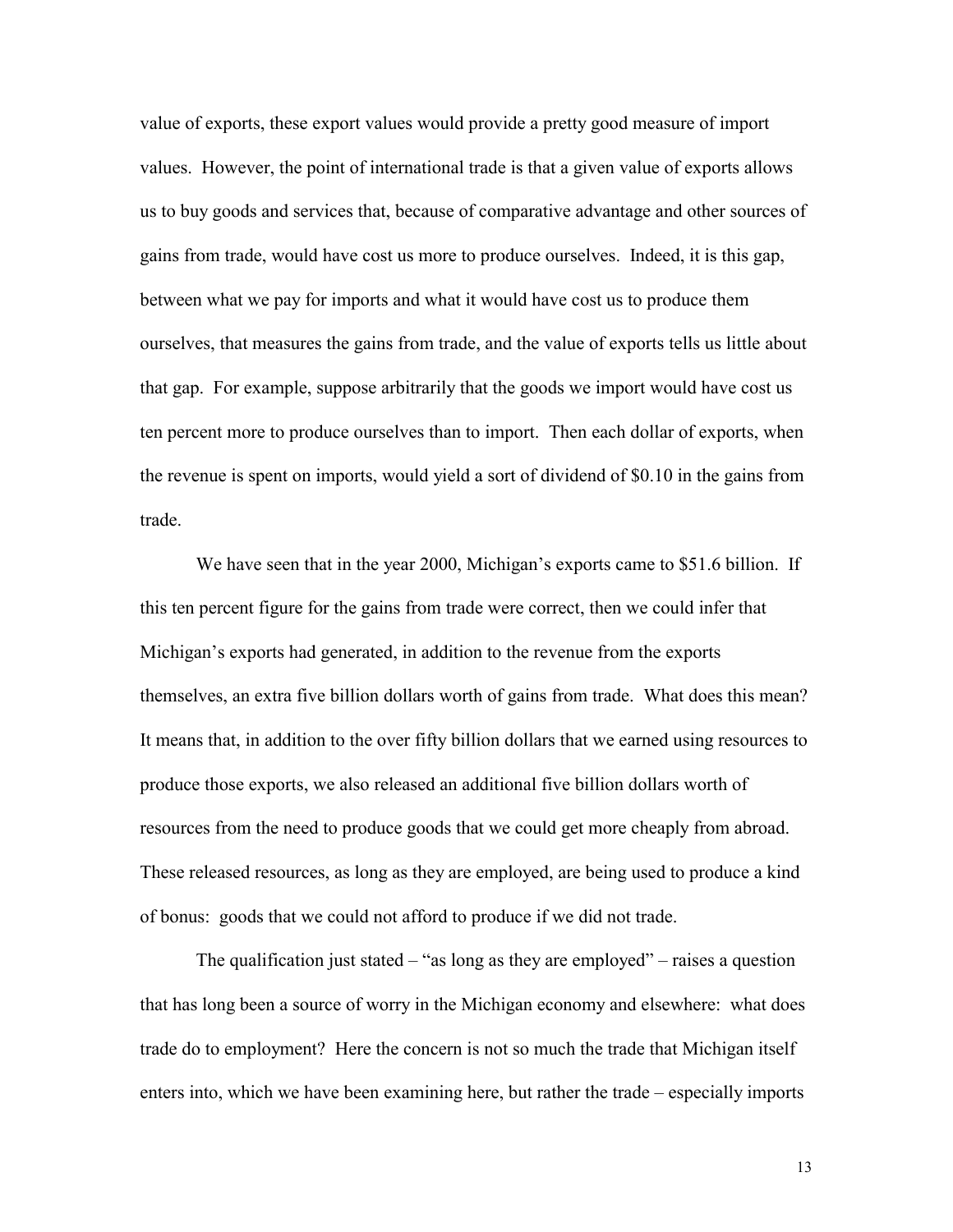value of exports, these export values would provide a pretty good measure of import values. However, the point of international trade is that a given value of exports allows us to buy goods and services that, because of comparative advantage and other sources of gains from trade, would have cost us more to produce ourselves. Indeed, it is this gap, between what we pay for imports and what it would have cost us to produce them ourselves, that measures the gains from trade, and the value of exports tells us little about that gap. For example, suppose arbitrarily that the goods we import would have cost us ten percent more to produce ourselves than to import. Then each dollar of exports, when the revenue is spent on imports, would yield a sort of dividend of $0.10 in the gains from trade.

We have seen that in the year 2000, Michigan's exports came to $51.6 billion. If this ten percent figure for the gains from trade were correct, then we could infer that Michigan's exports had generated, in addition to the revenue from the exports themselves, an extra five billion dollars worth of gains from trade. What does this mean? It means that, in addition to the over fifty billion dollars that we earned using resources to produce those exports, we also released an additional five billion dollars worth of resources from the need to produce goods that we could get more cheaply from abroad. These released resources, as long as they are employed, are being used to produce a kind of bonus: goods that we could not afford to produce if we did not trade.

The qualification just stated – "as long as they are employed" – raises a question that has long been a source of worry in the Michigan economy and elsewhere: what does trade do to employment? Here the concern is not so much the trade that Michigan itself enters into, which we have been examining here, but rather the trade – especially imports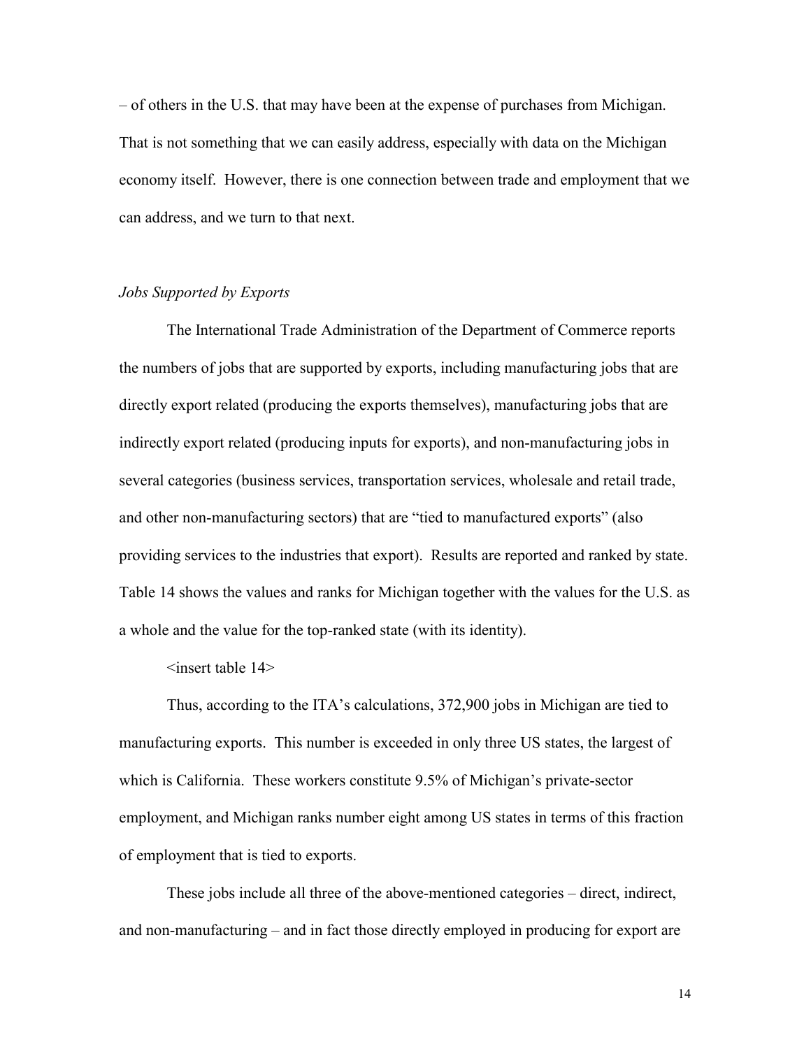– of others in the U.S. that may have been at the expense of purchases from Michigan. That is not something that we can easily address, especially with data on the Michigan economy itself. However, there is one connection between trade and employment that we can address, and we turn to that next.

*Jobs Supported by Exports*

The International Trade Administration of the Department of Commerce reports the numbers of jobs that are supported by exports, including manufacturing jobs that are directly export related (producing the exports themselves), manufacturing jobs that are indirectly export related (producing inputs for exports), and non-manufacturing jobs in several categories (business services, transportation services, wholesale and retail trade, and other non-manufacturing sectors) that are "tied to manufactured exports" (also providing services to the industries that export). Results are reported and ranked by state. Table 14 shows the values and ranks for Michigan together with the values for the U.S. as a whole and the value for the top-ranked state (with its identity).

<insert table 14>

Thus, according to the ITA's calculations, 372,900 jobs in Michigan are tied to manufacturing exports. This number is exceeded in only three US states, the largest of which is California. These workers constitute 9.5% of Michigan's private-sector employment, and Michigan ranks number eight among US states in terms of this fraction of employment that is tied to exports.

These jobs include all three of the above-mentioned categories – direct, indirect, and non-manufacturing – and in fact those directly employed in producing for export are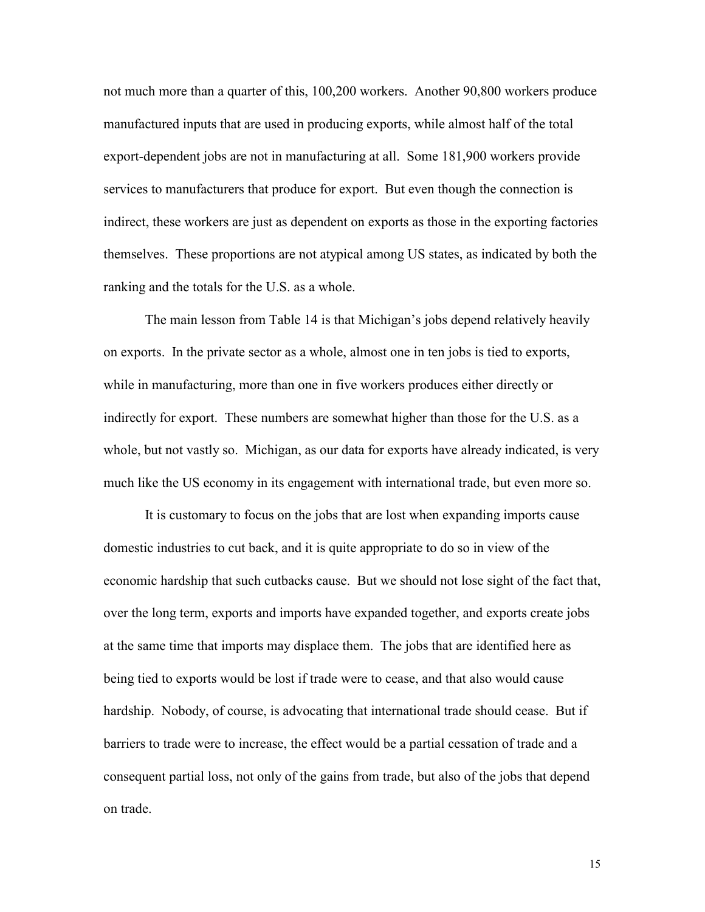not much more than a quarter of this, 100,200 workers. Another 90,800 workers produce manufactured inputs that are used in producing exports, while almost half of the total export-dependent jobs are not in manufacturing at all. Some 181,900 workers provide services to manufacturers that produce for export. But even though the connection is indirect, these workers are just as dependent on exports as those in the exporting factories themselves. These proportions are not atypical among US states, as indicated by both the ranking and the totals for the U.S. as a whole.

The main lesson from Table 14 is that Michigan's jobs depend relatively heavily on exports. In the private sector as a whole, almost one in ten jobs is tied to exports, while in manufacturing, more than one in five workers produces either directly or indirectly for export. These numbers are somewhat higher than those for the U.S. as a whole, but not vastly so. Michigan, as our data for exports have already indicated, is very much like the US economy in its engagement with international trade, but even more so.

It is customary to focus on the jobs that are lost when expanding imports cause domestic industries to cut back, and it is quite appropriate to do so in view of the economic hardship that such cutbacks cause. But we should not lose sight of the fact that, over the long term, exports and imports have expanded together, and exports create jobs at the same time that imports may displace them. The jobs that are identified here as being tied to exports would be lost if trade were to cease, and that also would cause hardship. Nobody, of course, is advocating that international trade should cease. But if barriers to trade were to increase, the effect would be a partial cessation of trade and a consequent partial loss, not only of the gains from trade, but also of the jobs that depend on trade.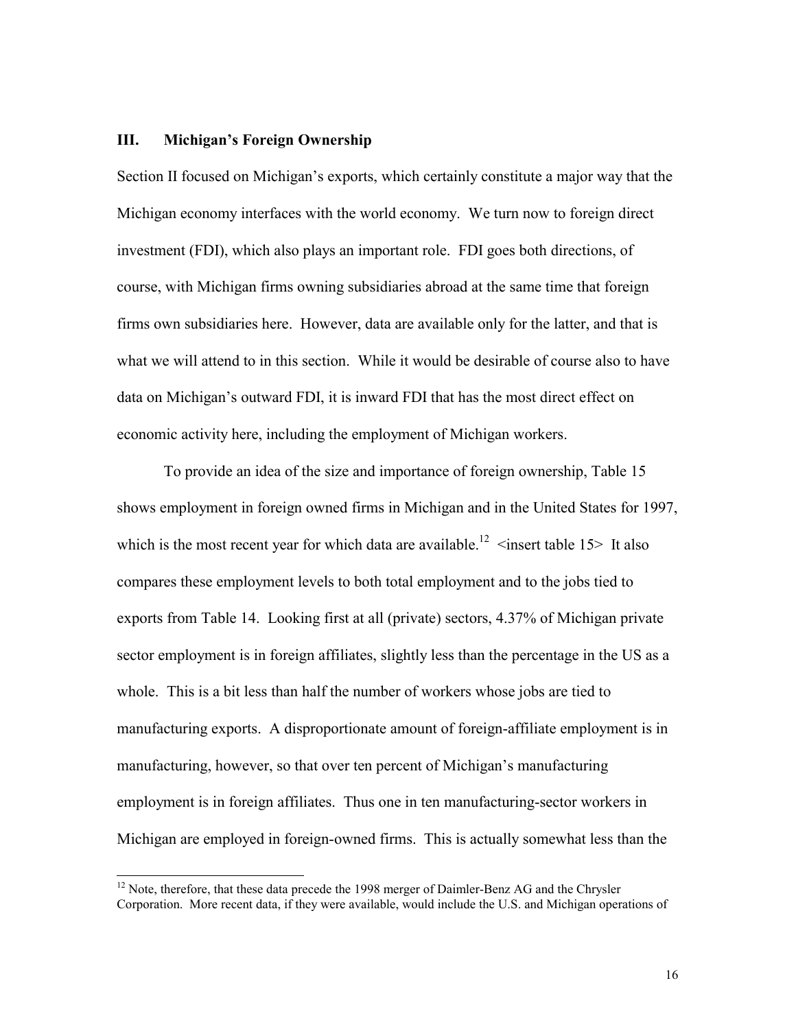## III. Michigan's Foreign Ownership

Section II focused on Michigan's exports, which certainly constitute a major way that the Michigan economy interfaces with the world economy. We turn now to foreign direct investment (FDI), which also plays an important role. FDI goes both directions, of course, with Michigan firms owning subsidiaries abroad at the same time that foreign firms own subsidiaries here. However, data are available only for the latter, and that is what we will attend to in this section. While it would be desirable of course also to have data on Michigan's outward FDI, it is inward FDI that has the most direct effect on economic activity here, including the employment of Michigan workers.

To provide an idea of the size and importance of foreign ownership, Table 15 shows employment in foreign owned firms in Michigan and in the United States for 1997, which is the most recent year for which data are available.[12] <insert table 15> It also compares these employment levels to both total employment and to the jobs tied to exports from Table 14. Looking first at all (private) sectors, 4.37% of Michigan private sector employment is in foreign affiliates, slightly less than the percentage in the US as a whole. This is a bit less than half the number of workers whose jobs are tied to manufacturing exports. A disproportionate amount of foreign-affiliate employment is in manufacturing, however, so that over ten percent of Michigan's manufacturing employment is in foreign affiliates. Thus one in ten manufacturing-sector workers in Michigan are employed in foreign-owned firms. This is actually somewhat less than the

[12] Note, therefore, that these data precede the 1998 merger of Daimler-Benz AG and the Chrysler Corporation. More recent data, if they were available, would include the U.S. and Michigan operations of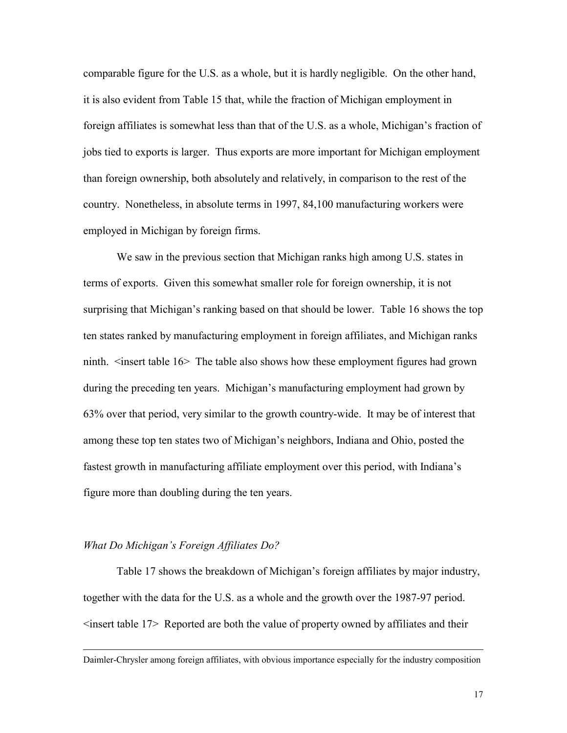comparable figure for the U.S. as a whole, but it is hardly negligible. On the other hand, it is also evident from Table 15 that, while the fraction of Michigan employment in foreign affiliates is somewhat less than that of the U.S. as a whole, Michigan's fraction of jobs tied to exports is larger. Thus exports are more important for Michigan employment than foreign ownership, both absolutely and relatively, in comparison to the rest of the country. Nonetheless, in absolute terms in 1997, 84,100 manufacturing workers were employed in Michigan by foreign firms.

We saw in the previous section that Michigan ranks high among U.S. states in terms of exports. Given this somewhat smaller role for foreign ownership, it is not surprising that Michigan's ranking based on that should be lower. Table 16 shows the top ten states ranked by manufacturing employment in foreign affiliates, and Michigan ranks ninth. <insert table 16> The table also shows how these employment figures had grown during the preceding ten years. Michigan's manufacturing employment had grown by 63% over that period, very similar to the growth country-wide. It may be of interest that among these top ten states two of Michigan's neighbors, Indiana and Ohio, posted the fastest growth in manufacturing affiliate employment over this period, with Indiana's figure more than doubling during the ten years.

*What Do Michigan's Foreign Affiliates Do?*

Table 17 shows the breakdown of Michigan's foreign affiliates by major industry, together with the data for the U.S. as a whole and the growth over the 1987-97 period. <insert table 17> Reported are both the value of property owned by affiliates and their

---

Daimler-Chrysler among foreign affiliates, with obvious importance especially for the industry composition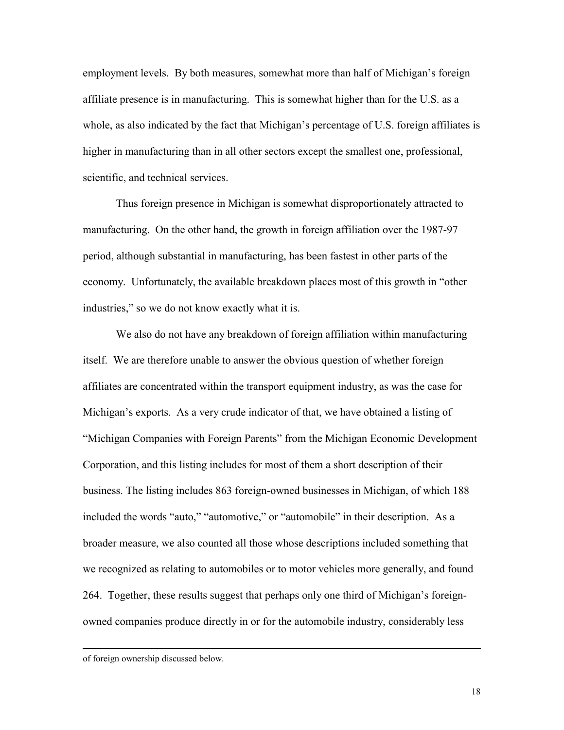employment levels. By both measures, somewhat more than half of Michigan's foreign affiliate presence is in manufacturing. This is somewhat higher than for the U.S. as a whole, as also indicated by the fact that Michigan's percentage of U.S. foreign affiliates is higher in manufacturing than in all other sectors except the smallest one, professional, scientific, and technical services.

Thus foreign presence in Michigan is somewhat disproportionately attracted to manufacturing. On the other hand, the growth in foreign affiliation over the 1987-97 period, although substantial in manufacturing, has been fastest in other parts of the economy. Unfortunately, the available breakdown places most of this growth in "other industries," so we do not know exactly what it is.

We also do not have any breakdown of foreign affiliation within manufacturing itself. We are therefore unable to answer the obvious question of whether foreign affiliates are concentrated within the transport equipment industry, as was the case for Michigan's exports. As a very crude indicator of that, we have obtained a listing of "Michigan Companies with Foreign Parents" from the Michigan Economic Development Corporation, and this listing includes for most of them a short description of their business. The listing includes 863 foreign-owned businesses in Michigan, of which 188 included the words "auto," "automotive," or "automobile" in their description. As a broader measure, we also counted all those whose descriptions included something that we recognized as relating to automobiles or to motor vehicles more generally, and found 264. Together, these results suggest that perhaps only one third of Michigan's foreign-owned companies produce directly in or for the automobile industry, considerably less

---

of foreign ownership discussed below.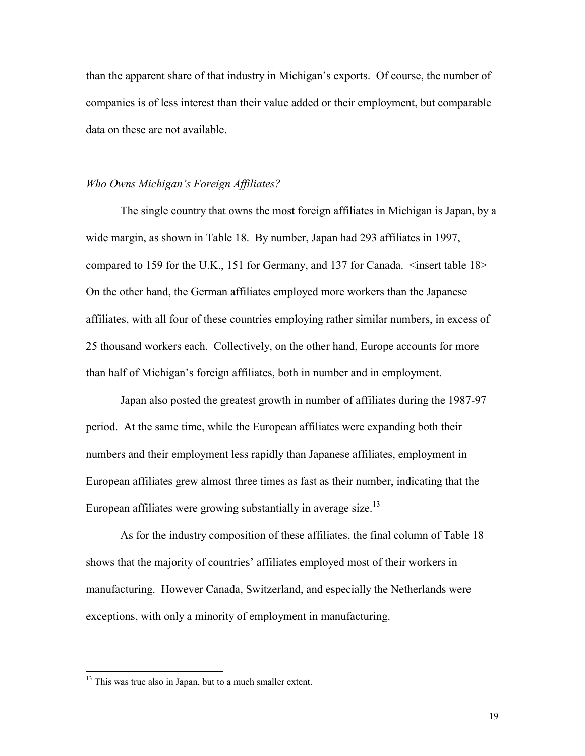than the apparent share of that industry in Michigan's exports. Of course, the number of companies is of less interest than their value added or their employment, but comparable data on these are not available.

*Who Owns Michigan's Foreign Affiliates?*

The single country that owns the most foreign affiliates in Michigan is Japan, by a wide margin, as shown in Table 18. By number, Japan had 293 affiliates in 1997, compared to 159 for the U.K., 151 for Germany, and 137 for Canada. <insert table 18> On the other hand, the German affiliates employed more workers than the Japanese affiliates, with all four of these countries employing rather similar numbers, in excess of 25 thousand workers each. Collectively, on the other hand, Europe accounts for more than half of Michigan's foreign affiliates, both in number and in employment.

Japan also posted the greatest growth in number of affiliates during the 1987-97 period. At the same time, while the European affiliates were expanding both their numbers and their employment less rapidly than Japanese affiliates, employment in European affiliates grew almost three times as fast as their number, indicating that the European affiliates were growing substantially in average size.[13]

As for the industry composition of these affiliates, the final column of Table 18 shows that the majority of countries' affiliates employed most of their workers in manufacturing. However Canada, Switzerland, and especially the Netherlands were exceptions, with only a minority of employment in manufacturing.

[13] This was true also in Japan, but to a much smaller extent.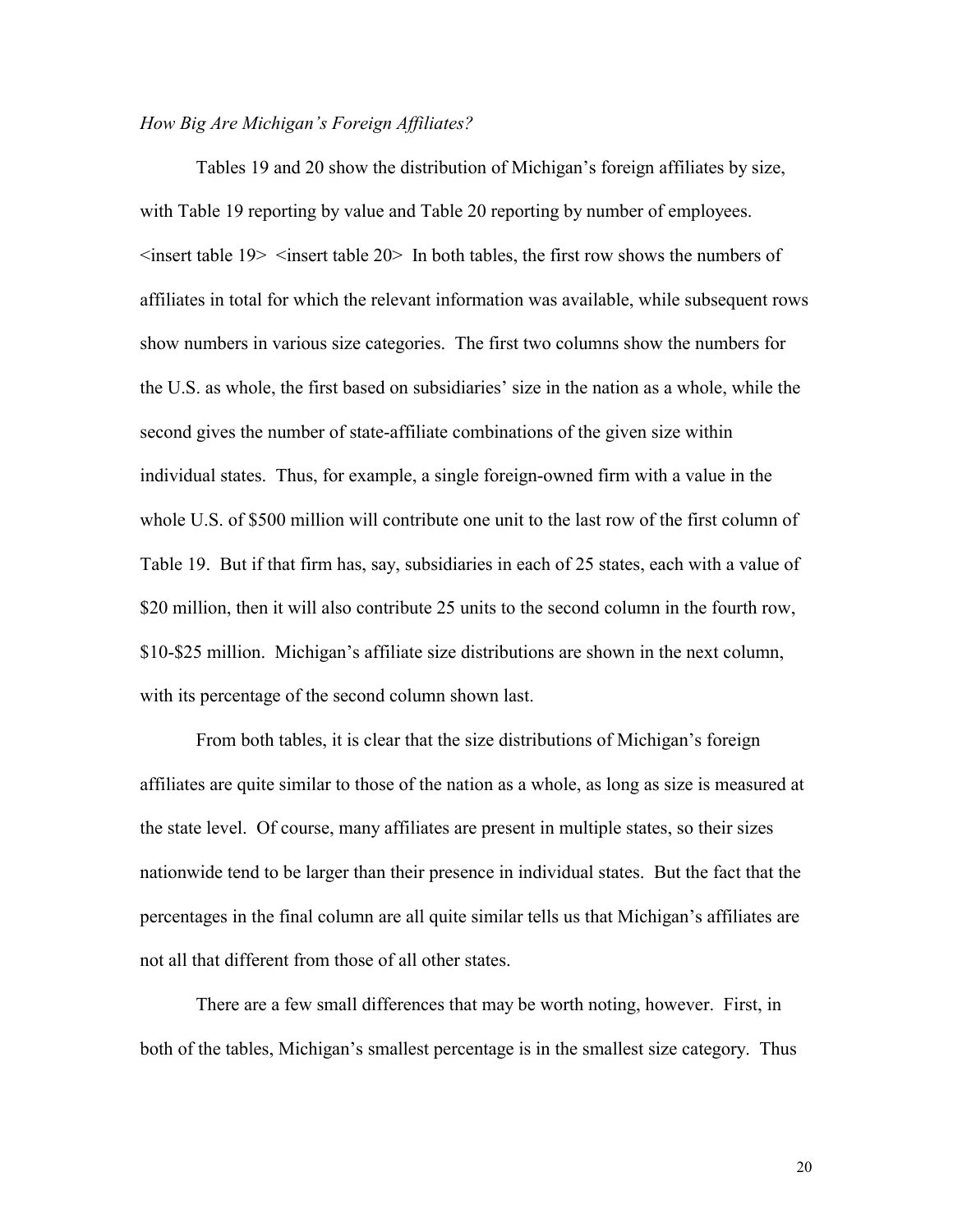*How Big Are Michigan's Foreign Affiliates?*

Tables 19 and 20 show the distribution of Michigan's foreign affiliates by size, with Table 19 reporting by value and Table 20 reporting by number of employees. <insert table 19> <insert table 20> In both tables, the first row shows the numbers of affiliates in total for which the relevant information was available, while subsequent rows show numbers in various size categories. The first two columns show the numbers for the U.S. as whole, the first based on subsidiaries' size in the nation as a whole, while the second gives the number of state-affiliate combinations of the given size within individual states. Thus, for example, a single foreign-owned firm with a value in the whole U.S. of $500 million will contribute one unit to the last row of the first column of Table 19. But if that firm has, say, subsidiaries in each of 25 states, each with a value of $20 million, then it will also contribute 25 units to the second column in the fourth row, $10-$25 million. Michigan's affiliate size distributions are shown in the next column, with its percentage of the second column shown last.

From both tables, it is clear that the size distributions of Michigan's foreign affiliates are quite similar to those of the nation as a whole, as long as size is measured at the state level. Of course, many affiliates are present in multiple states, so their sizes nationwide tend to be larger than their presence in individual states. But the fact that the percentages in the final column are all quite similar tells us that Michigan's affiliates are not all that different from those of all other states.

There are a few small differences that may be worth noting, however. First, in both of the tables, Michigan's smallest percentage is in the smallest size category. Thus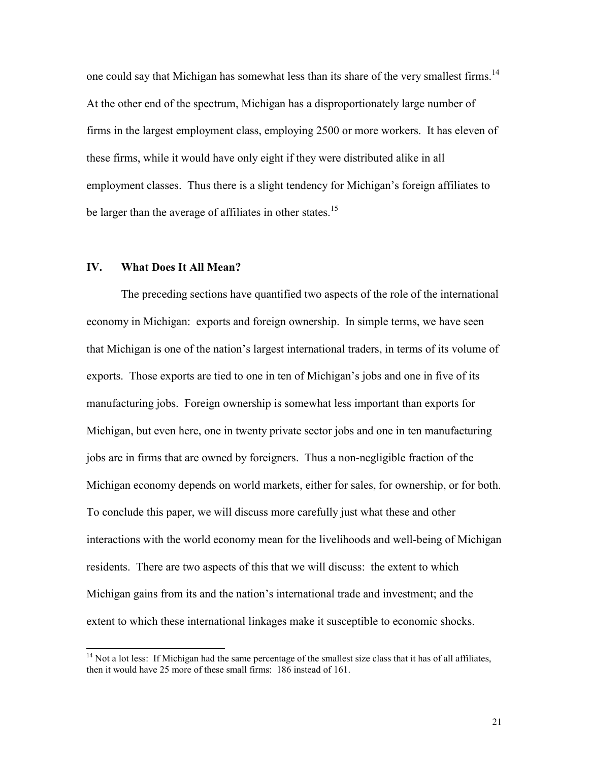one could say that Michigan has somewhat less than its share of the very smallest firms.[14] At the other end of the spectrum, Michigan has a disproportionately large number of firms in the largest employment class, employing 2500 or more workers. It has eleven of these firms, while it would have only eight if they were distributed alike in all employment classes. Thus there is a slight tendency for Michigan's foreign affiliates to be larger than the average of affiliates in other states.[15]

## IV. What Does It All Mean?

The preceding sections have quantified two aspects of the role of the international economy in Michigan: exports and foreign ownership. In simple terms, we have seen that Michigan is one of the nation's largest international traders, in terms of its volume of exports. Those exports are tied to one in ten of Michigan's jobs and one in five of its manufacturing jobs. Foreign ownership is somewhat less important than exports for Michigan, but even here, one in twenty private sector jobs and one in ten manufacturing jobs are in firms that are owned by foreigners. Thus a non-negligible fraction of the Michigan economy depends on world markets, either for sales, for ownership, or for both. To conclude this paper, we will discuss more carefully just what these and other interactions with the world economy mean for the livelihoods and well-being of Michigan residents. There are two aspects of this that we will discuss: the extent to which Michigan gains from its and the nation's international trade and investment; and the extent to which these international linkages make it susceptible to economic shocks.

---

[14] Not a lot less: If Michigan had the same percentage of the smallest size class that it has of all affiliates, then it would have 25 more of these small firms: 186 instead of 161.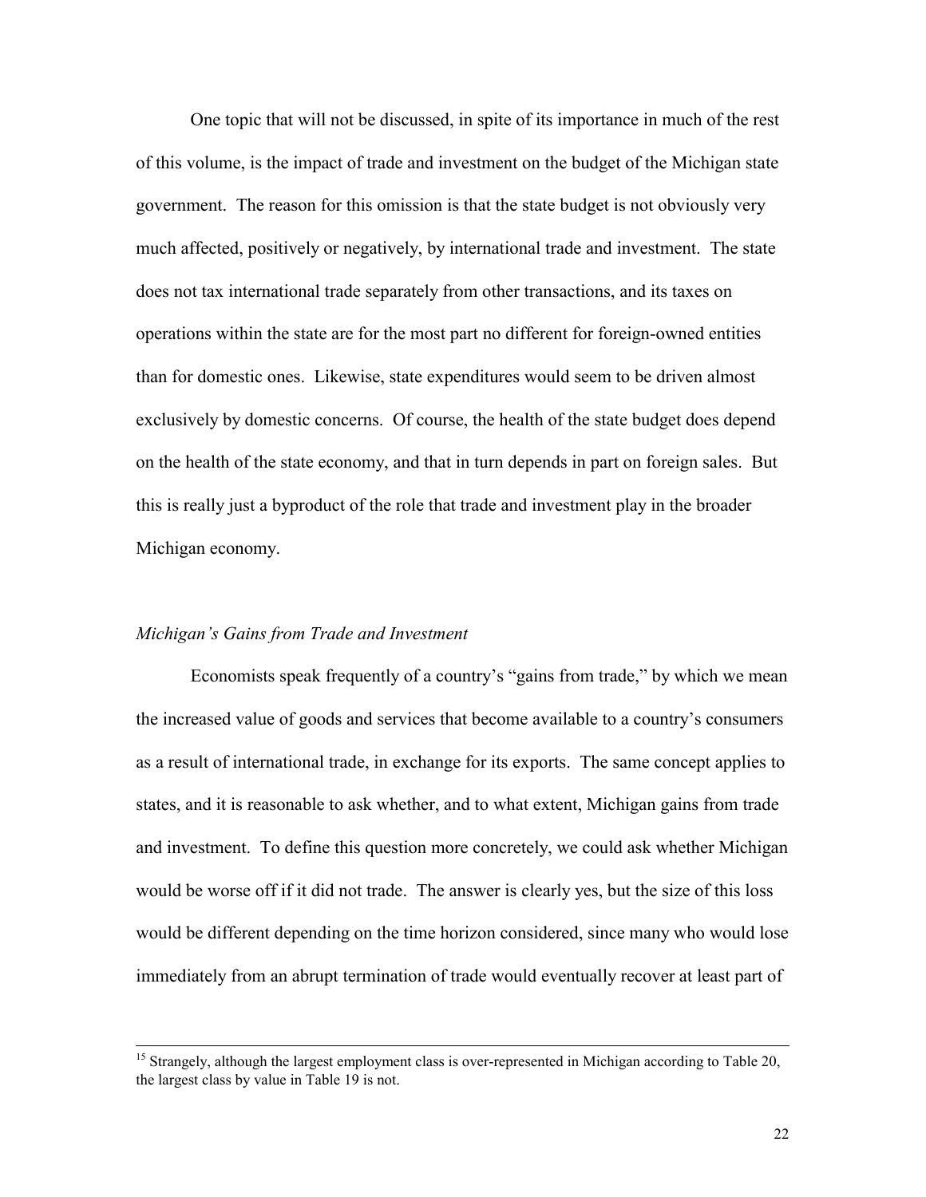One topic that will not be discussed, in spite of its importance in much of the rest of this volume, is the impact of trade and investment on the budget of the Michigan state government. The reason for this omission is that the state budget is not obviously very much affected, positively or negatively, by international trade and investment. The state does not tax international trade separately from other transactions, and its taxes on operations within the state are for the most part no different for foreign-owned entities than for domestic ones. Likewise, state expenditures would seem to be driven almost exclusively by domestic concerns. Of course, the health of the state budget does depend on the health of the state economy, and that in turn depends in part on foreign sales. But this is really just a byproduct of the role that trade and investment play in the broader Michigan economy.

### *Michigan's Gains from Trade and Investment*

Economists speak frequently of a country's "gains from trade," by which we mean the increased value of goods and services that become available to a country's consumers as a result of international trade, in exchange for its exports. The same concept applies to states, and it is reasonable to ask whether, and to what extent, Michigan gains from trade and investment. To define this question more concretely, we could ask whether Michigan would be worse off if it did not trade. The answer is clearly yes, but the size of this loss would be different depending on the time horizon considered, since many who would lose immediately from an abrupt termination of trade would eventually recover at least part of

---

[15] Strangely, although the largest employment class is over-represented in Michigan according to Table 20, the largest class by value in Table 19 is not.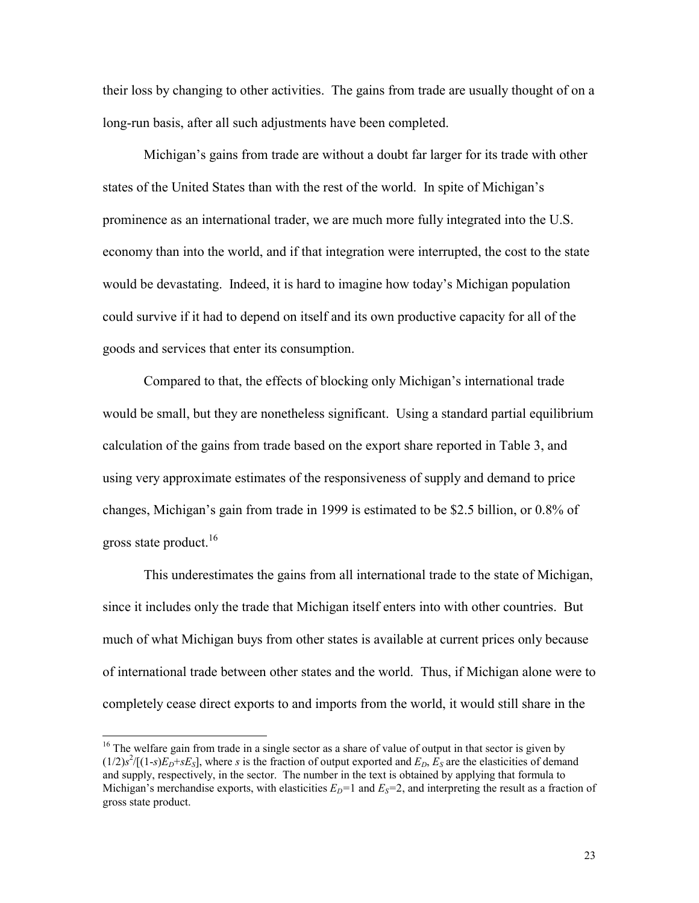their loss by changing to other activities. The gains from trade are usually thought of on a long-run basis, after all such adjustments have been completed.

Michigan's gains from trade are without a doubt far larger for its trade with other states of the United States than with the rest of the world. In spite of Michigan's prominence as an international trader, we are much more fully integrated into the U.S. economy than into the world, and if that integration were interrupted, the cost to the state would be devastating. Indeed, it is hard to imagine how today's Michigan population could survive if it had to depend on itself and its own productive capacity for all of the goods and services that enter its consumption.

Compared to that, the effects of blocking only Michigan's international trade would be small, but they are nonetheless significant. Using a standard partial equilibrium calculation of the gains from trade based on the export share reported in Table 3, and using very approximate estimates of the responsiveness of supply and demand to price changes, Michigan's gain from trade in 1999 is estimated to be \$2.5 billion, or 0.8% of gross state product.[16]

This underestimates the gains from all international trade to the state of Michigan, since it includes only the trade that Michigan itself enters into with other countries. But much of what Michigan buys from other states is available at current prices only because of international trade between other states and the world. Thus, if Michigan alone were to completely cease direct exports to and imports from the world, it would still share in the

---

[16] The welfare gain from trade in a single sector as a share of value of output in that sector is given by $(1/2)s^2/[(1-s)E_D+sE_S]$, where $s$ is the fraction of output exported and $E_D$, $E_S$ are the elasticities of demand and supply, respectively, in the sector. The number in the text is obtained by applying that formula to Michigan's merchandise exports, with elasticities $E_D=1$ and $E_S=2$, and interpreting the result as a fraction of gross state product.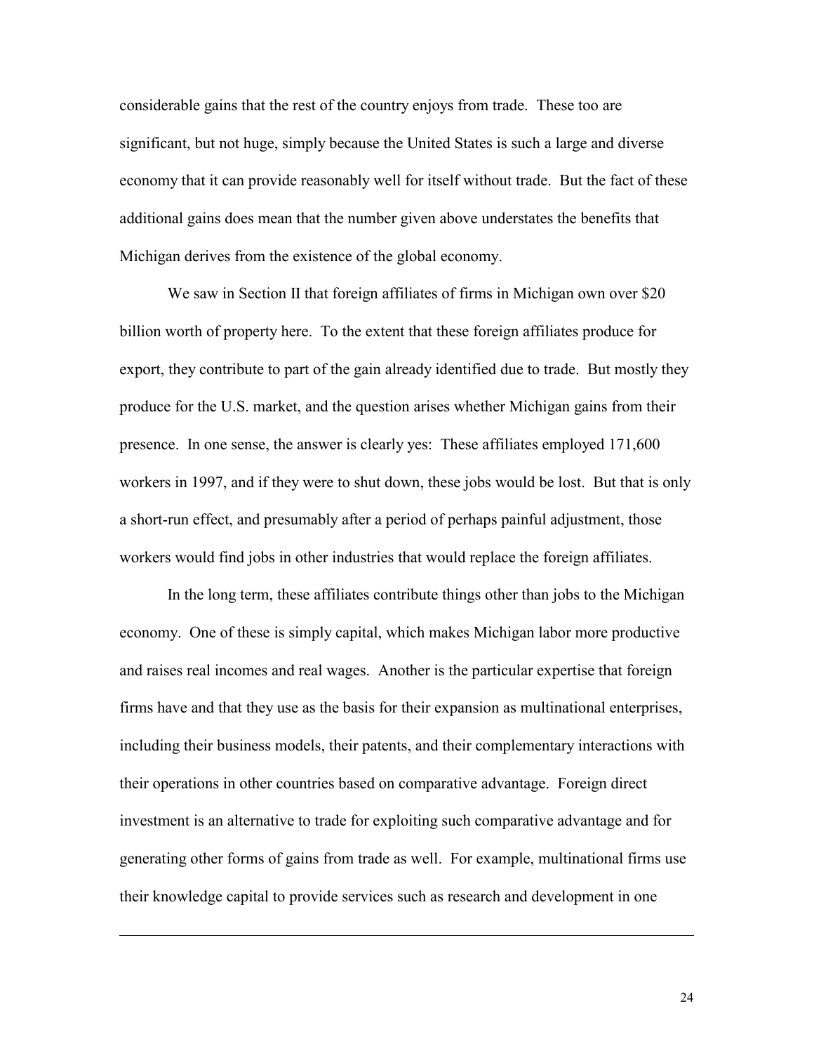considerable gains that the rest of the country enjoys from trade. These too are significant, but not huge, simply because the United States is such a large and diverse economy that it can provide reasonably well for itself without trade. But the fact of these additional gains does mean that the number given above understates the benefits that Michigan derives from the existence of the global economy.

We saw in Section II that foreign affiliates of firms in Michigan own over $20 billion worth of property here. To the extent that these foreign affiliates produce for export, they contribute to part of the gain already identified due to trade. But mostly they produce for the U.S. market, and the question arises whether Michigan gains from their presence. In one sense, the answer is clearly yes: These affiliates employed 171,600 workers in 1997, and if they were to shut down, these jobs would be lost. But that is only a short-run effect, and presumably after a period of perhaps painful adjustment, those workers would find jobs in other industries that would replace the foreign affiliates.

In the long term, these affiliates contribute things other than jobs to the Michigan economy. One of these is simply capital, which makes Michigan labor more productive and raises real incomes and real wages. Another is the particular expertise that foreign firms have and that they use as the basis for their expansion as multinational enterprises, including their business models, their patents, and their complementary interactions with their operations in other countries based on comparative advantage. Foreign direct investment is an alternative to trade for exploiting such comparative advantage and for generating other forms of gains from trade as well. For example, multinational firms use their knowledge capital to provide services such as research and development in one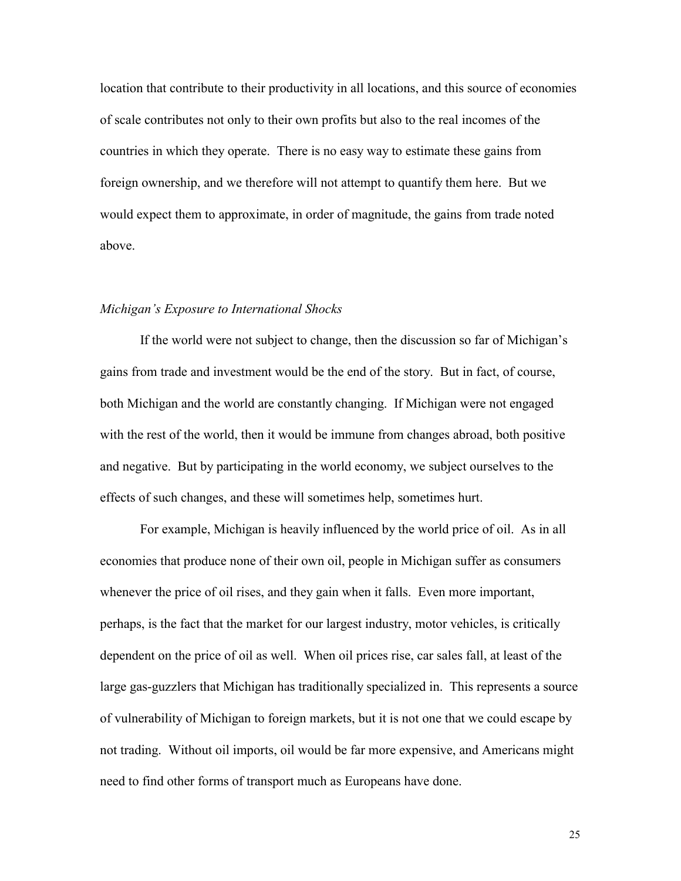location that contribute to their productivity in all locations, and this source of economies of scale contributes not only to their own profits but also to the real incomes of the countries in which they operate. There is no easy way to estimate these gains from foreign ownership, and we therefore will not attempt to quantify them here. But we would expect them to approximate, in order of magnitude, the gains from trade noted above.

*Michigan's Exposure to International Shocks*

If the world were not subject to change, then the discussion so far of Michigan's gains from trade and investment would be the end of the story. But in fact, of course, both Michigan and the world are constantly changing. If Michigan were not engaged with the rest of the world, then it would be immune from changes abroad, both positive and negative. But by participating in the world economy, we subject ourselves to the effects of such changes, and these will sometimes help, sometimes hurt.

For example, Michigan is heavily influenced by the world price of oil. As in all economies that produce none of their own oil, people in Michigan suffer as consumers whenever the price of oil rises, and they gain when it falls. Even more important, perhaps, is the fact that the market for our largest industry, motor vehicles, is critically dependent on the price of oil as well. When oil prices rise, car sales fall, at least of the large gas-guzzlers that Michigan has traditionally specialized in. This represents a source of vulnerability of Michigan to foreign markets, but it is not one that we could escape by not trading. Without oil imports, oil would be far more expensive, and Americans might need to find other forms of transport much as Europeans have done.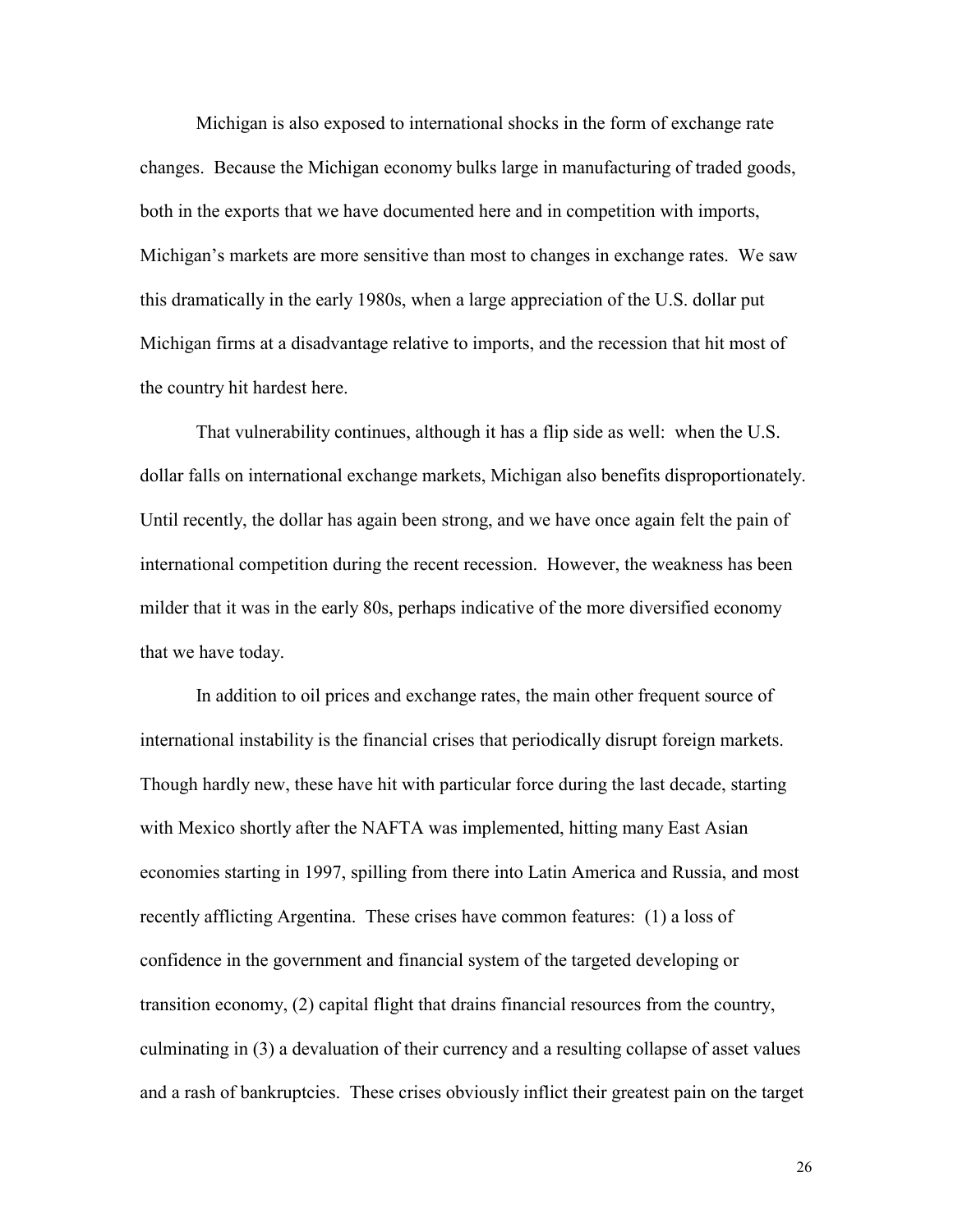Michigan is also exposed to international shocks in the form of exchange rate changes. Because the Michigan economy bulks large in manufacturing of traded goods, both in the exports that we have documented here and in competition with imports, Michigan's markets are more sensitive than most to changes in exchange rates. We saw this dramatically in the early 1980s, when a large appreciation of the U.S. dollar put Michigan firms at a disadvantage relative to imports, and the recession that hit most of the country hit hardest here.

That vulnerability continues, although it has a flip side as well: when the U.S. dollar falls on international exchange markets, Michigan also benefits disproportionately. Until recently, the dollar has again been strong, and we have once again felt the pain of international competition during the recent recession. However, the weakness has been milder that it was in the early 80s, perhaps indicative of the more diversified economy that we have today.

In addition to oil prices and exchange rates, the main other frequent source of international instability is the financial crises that periodically disrupt foreign markets. Though hardly new, these have hit with particular force during the last decade, starting with Mexico shortly after the NAFTA was implemented, hitting many East Asian economies starting in 1997, spilling from there into Latin America and Russia, and most recently afflicting Argentina. These crises have common features: (1) a loss of confidence in the government and financial system of the targeted developing or transition economy, (2) capital flight that drains financial resources from the country, culminating in (3) a devaluation of their currency and a resulting collapse of asset values and a rash of bankruptcies. These crises obviously inflict their greatest pain on the target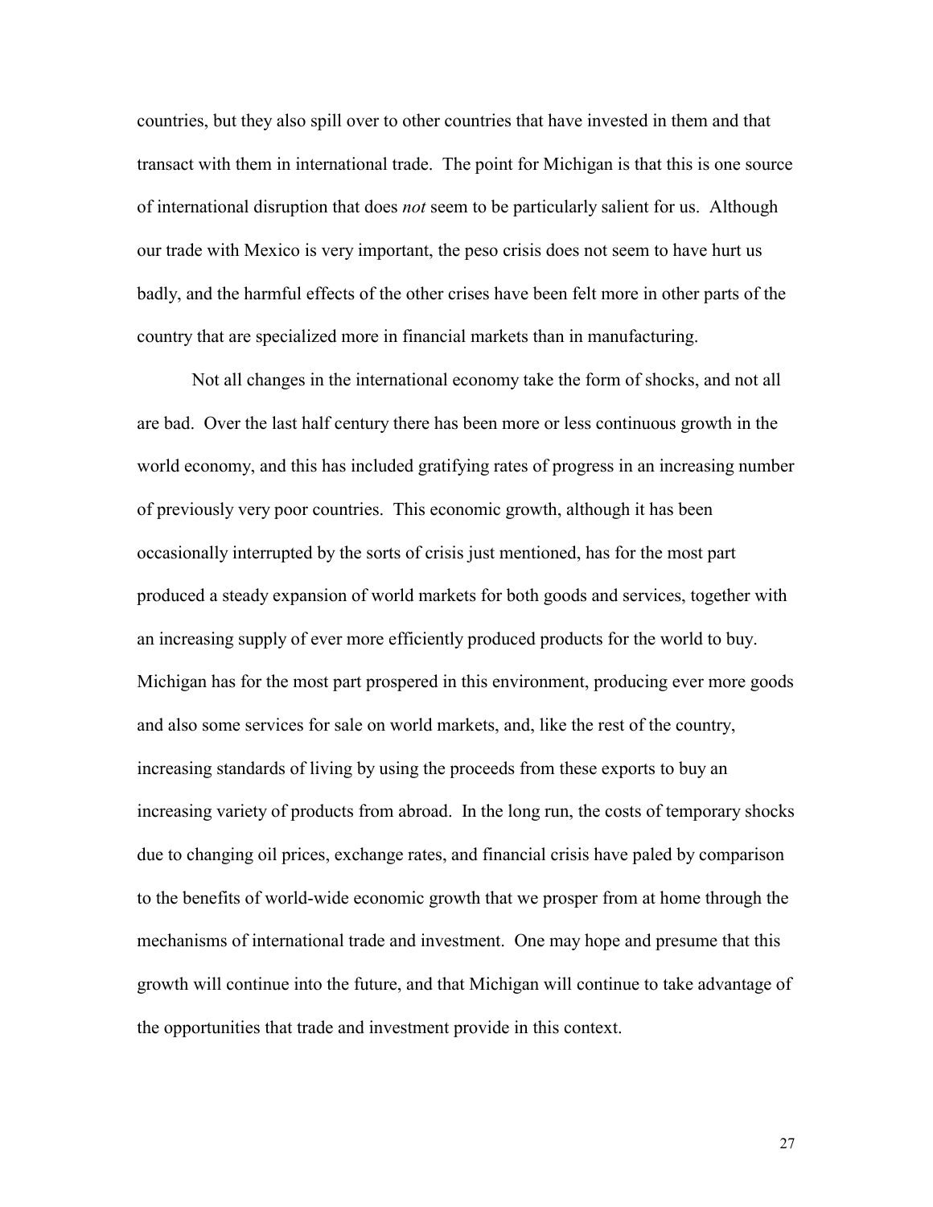countries, but they also spill over to other countries that have invested in them and that transact with them in international trade. The point for Michigan is that this is one source of international disruption that does *not* seem to be particularly salient for us. Although our trade with Mexico is very important, the peso crisis does not seem to have hurt us badly, and the harmful effects of the other crises have been felt more in other parts of the country that are specialized more in financial markets than in manufacturing.

Not all changes in the international economy take the form of shocks, and not all are bad. Over the last half century there has been more or less continuous growth in the world economy, and this has included gratifying rates of progress in an increasing number of previously very poor countries. This economic growth, although it has been occasionally interrupted by the sorts of crisis just mentioned, has for the most part produced a steady expansion of world markets for both goods and services, together with an increasing supply of ever more efficiently produced products for the world to buy. Michigan has for the most part prospered in this environment, producing ever more goods and also some services for sale on world markets, and, like the rest of the country, increasing standards of living by using the proceeds from these exports to buy an increasing variety of products from abroad. In the long run, the costs of temporary shocks due to changing oil prices, exchange rates, and financial crisis have paled by comparison to the benefits of world-wide economic growth that we prosper from at home through the mechanisms of international trade and investment. One may hope and presume that this growth will continue into the future, and that Michigan will continue to take advantage of the opportunities that trade and investment provide in this context.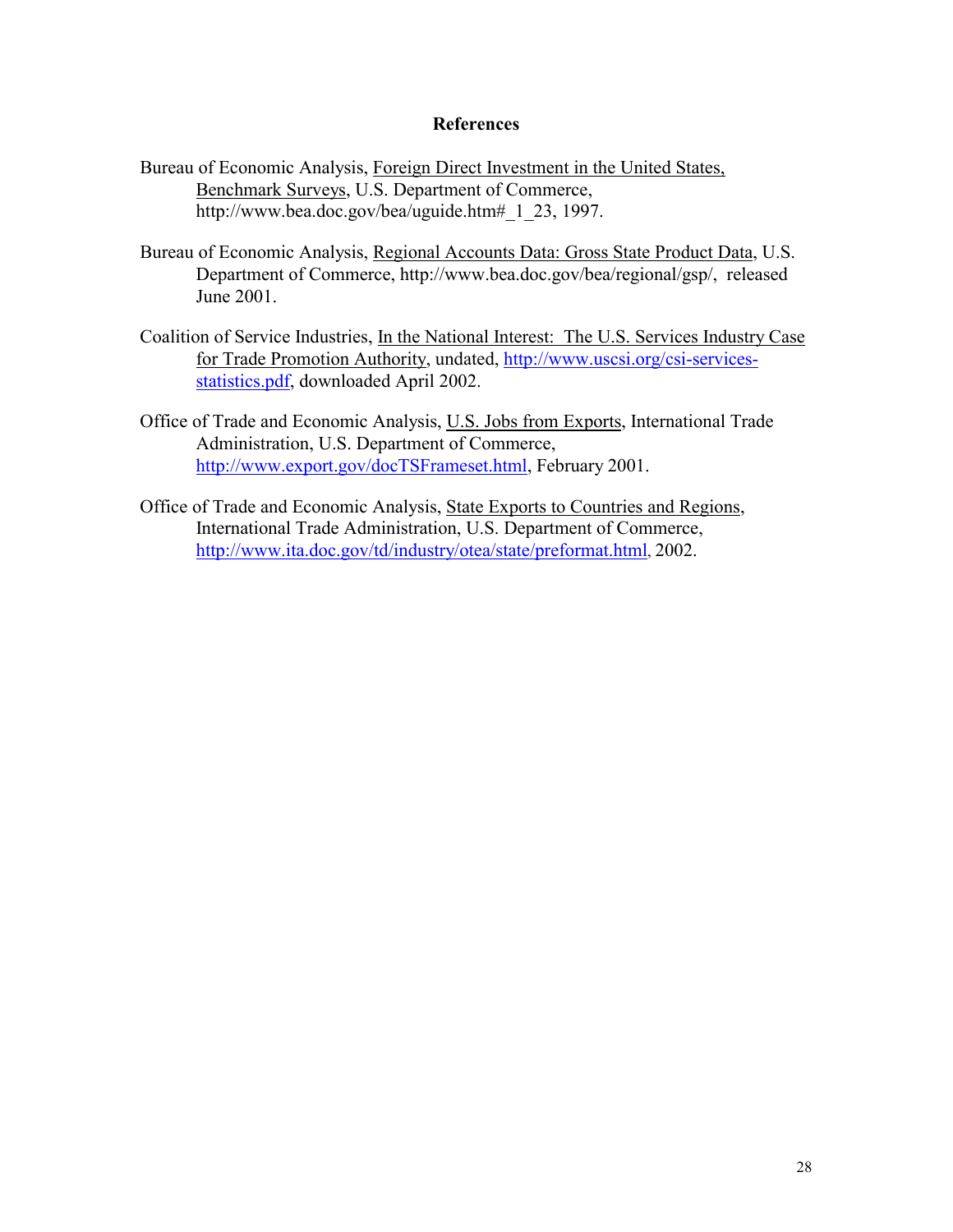## References

Bureau of Economic Analysis, Foreign Direct Investment in the United States, Benchmark Surveys, U.S. Department of Commerce, http://www.bea.doc.gov/bea/uguide.htm#_1_23, 1997.

Bureau of Economic Analysis, Regional Accounts Data: Gross State Product Data, U.S. Department of Commerce, http://www.bea.doc.gov/bea/regional/gsp/, released June 2001.

Coalition of Service Industries, In the National Interest: The U.S. Services Industry Case for Trade Promotion Authority, undated, http://www.uscsi.org/csi-services-statistics.pdf, downloaded April 2002.

Office of Trade and Economic Analysis, U.S. Jobs from Exports, International Trade Administration, U.S. Department of Commerce, http://www.export.gov/docTSFrameset.html, February 2001.

Office of Trade and Economic Analysis, State Exports to Countries and Regions, International Trade Administration, U.S. Department of Commerce, http://www.ita.doc.gov/td/industry/otea/state/preformat.html, 2002.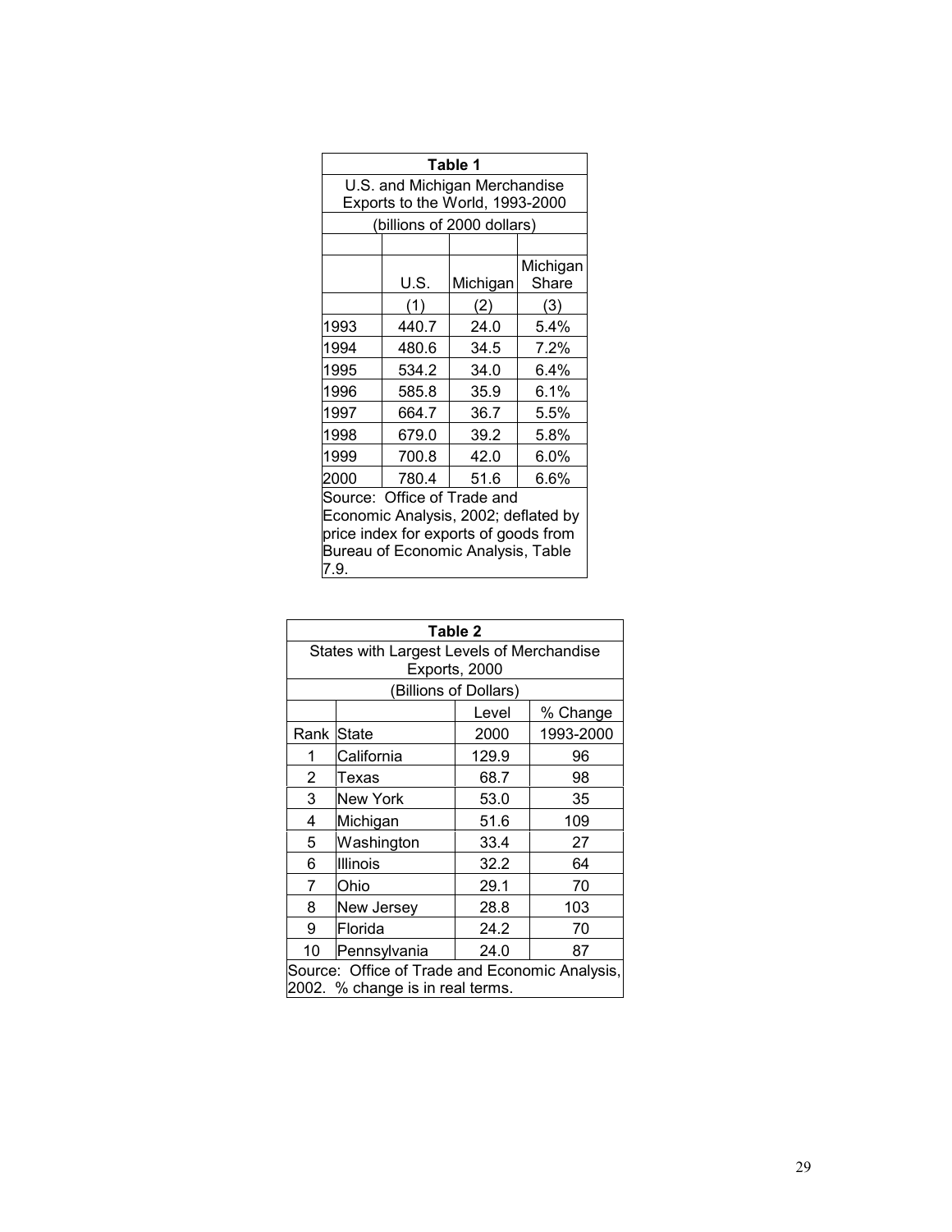**Table 1**

U.S. and Michigan Merchandise Exports to the World, 1993-2000

(billions of 2000 dollars)

| | U.S. | Michigan | Michigan Share |
|---|---|---|---|
| | (1) | (2) | (3) |
| 1993 | 440.7 | 24.0 | 5.4% |
| 1994 | 480.6 | 34.5 | 7.2% |
| 1995 | 534.2 | 34.0 | 6.4% |
| 1996 | 585.8 | 35.9 | 6.1% |
| 1997 | 664.7 | 36.7 | 5.5% |
| 1998 | 679.0 | 39.2 | 5.8% |
| 1999 | 700.8 | 42.0 | 6.0% |
| 2000 | 780.4 | 51.6 | 6.6% |

Source: Office of Trade and Economic Analysis, 2002; deflated by price index for exports of goods from Bureau of Economic Analysis, Table 7.9.

**Table 2**

States with Largest Levels of Merchandise Exports, 2000

(Billions of Dollars)

| Rank | State | Level 2000 | % Change 1993-2000 |
|---|---|---|---|
| 1 | California | 129.9 | 96 |
| 2 | Texas | 68.7 | 98 |
| 3 | New York | 53.0 | 35 |
| 4 | Michigan | 51.6 | 109 |
| 5 | Washington | 33.4 | 27 |
| 6 | Illinois | 32.2 | 64 |
| 7 | Ohio | 29.1 | 70 |
| 8 | New Jersey | 28.8 | 103 |
| 9 | Florida | 24.2 | 70 |
| 10 | Pennsylvania | 24.0 | 87 |

Source: Office of Trade and Economic Analysis, 2002. % change is in real terms.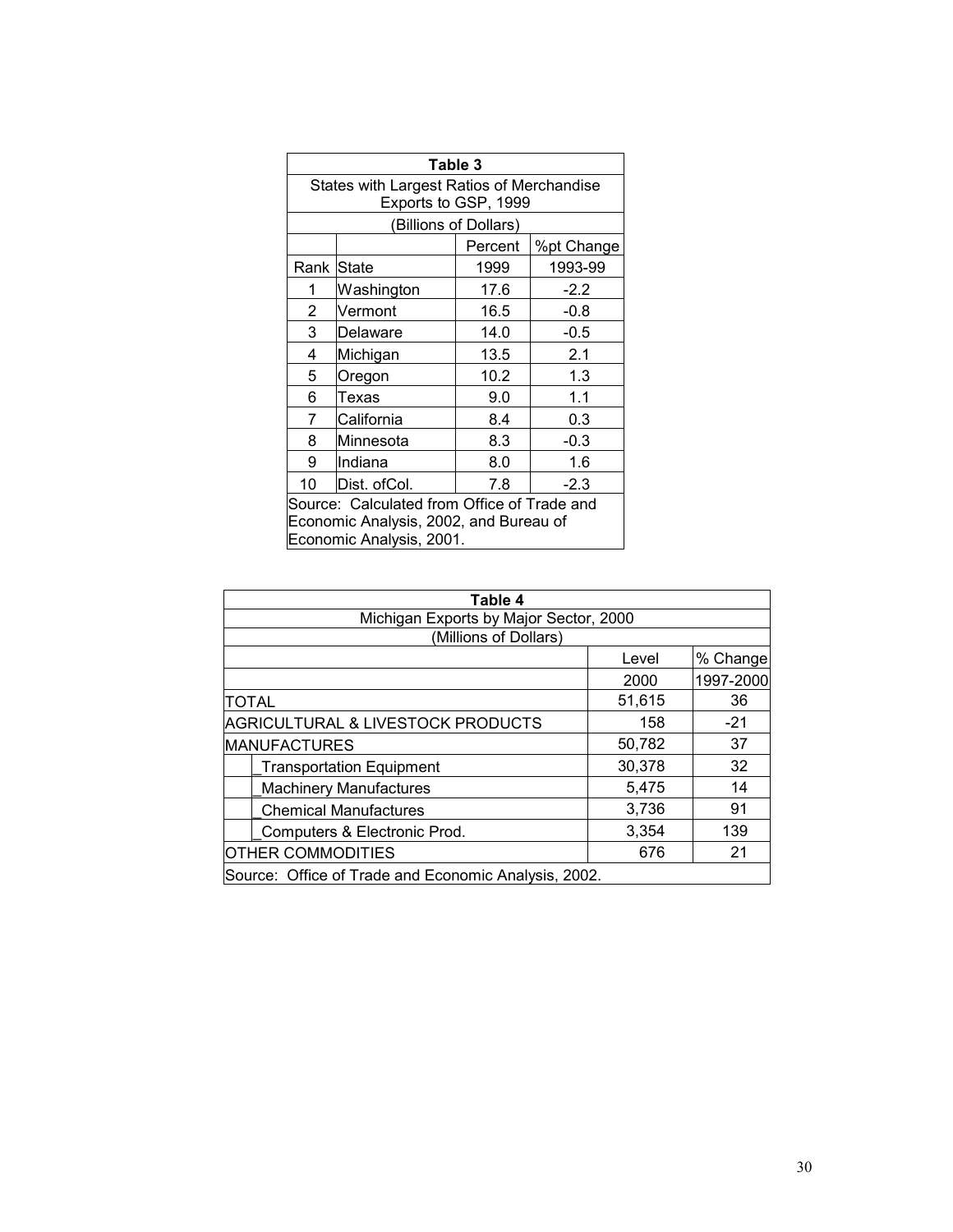**Table 3**

States with Largest Ratios of Merchandise Exports to GSP, 1999

(Billions of Dollars)

| | | Percent | %pt Change |
|---|---|---|---|
| Rank | State | 1999 | 1993-99 |
| 1 | Washington | 17.6 | -2.2 |
| 2 | Vermont | 16.5 | -0.8 |
| 3 | Delaware | 14.0 | -0.5 |
| 4 | Michigan | 13.5 | 2.1 |
| 5 | Oregon | 10.2 | 1.3 |
| 6 | Texas | 9.0 | 1.1 |
| 7 | California | 8.4 | 0.3 |
| 8 | Minnesota | 8.3 | -0.3 |
| 9 | Indiana | 8.0 | 1.6 |
| 10 | Dist. ofCol. | 7.8 | -2.3 |

Source: Calculated from Office of Trade and Economic Analysis, 2002, and Bureau of Economic Analysis, 2001.

**Table 4**

Michigan Exports by Major Sector, 2000

(Millions of Dollars)

| | Level | % Change |
|---|---|---|
| | 2000 | 1997-2000 |
| TOTAL | 51,615 | 36 |
| AGRICULTURAL & LIVESTOCK PRODUCTS | 158 | -21 |
| MANUFACTURES | 50,782 | 37 |
| _Transportation Equipment | 30,378 | 32 |
| _Machinery Manufactures | 5,475 | 14 |
| _Chemical Manufactures | 3,736 | 91 |
| _Computers & Electronic Prod. | 3,354 | 139 |
| OTHER COMMODITIES | 676 | 21 |

Source: Office of Trade and Economic Analysis, 2002.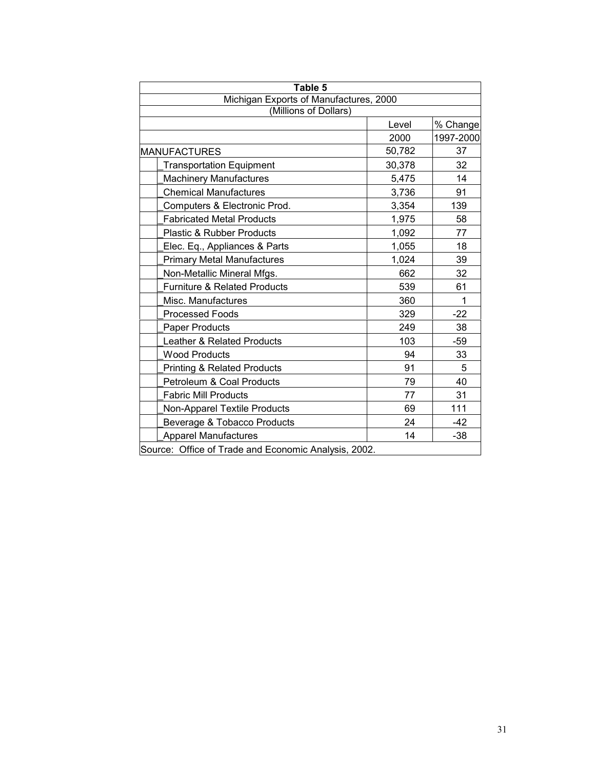| Table 5 | | |
|---|---|---|
| Michigan Exports of Manufactures, 2000 | | |
| (Millions of Dollars) | | |
| | Level | % Change |
| | 2000 | 1997-2000 |
| MANUFACTURES | 50,782 | 37 |
| _Transportation Equipment | 30,378 | 32 |
| _Machinery Manufactures | 5,475 | 14 |
| _Chemical Manufactures | 3,736 | 91 |
| _Computers & Electronic Prod. | 3,354 | 139 |
| _Fabricated Metal Products | 1,975 | 58 |
| _Plastic & Rubber Products | 1,092 | 77 |
| _Elec. Eq., Appliances & Parts | 1,055 | 18 |
| _Primary Metal Manufactures | 1,024 | 39 |
| _Non-Metallic Mineral Mfgs. | 662 | 32 |
| _Furniture & Related Products | 539 | 61 |
| _Misc. Manufactures | 360 | 1 |
| _Processed Foods | 329 | -22 |
| _Paper Products | 249 | 38 |
| _Leather & Related Products | 103 | -59 |
| _Wood Products | 94 | 33 |
| _Printing & Related Products | 91 | 5 |
| _Petroleum & Coal Products | 79 | 40 |
| _Fabric Mill Products | 77 | 31 |
| _Non-Apparel Textile Products | 69 | 111 |
| _Beverage & Tobacco Products | 24 | -42 |
| _Apparel Manufactures | 14 | -38 |

Source: Office of Trade and Economic Analysis, 2002.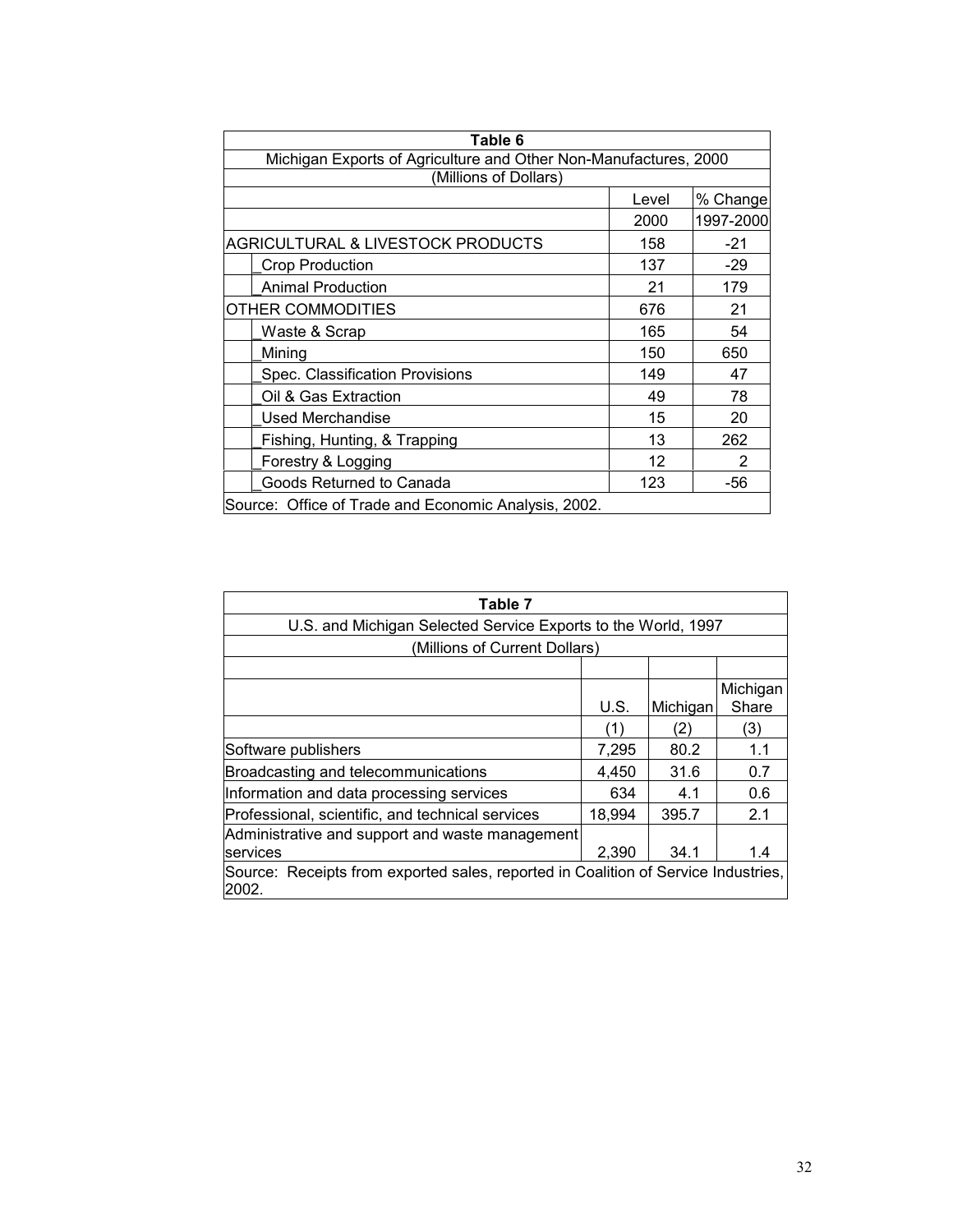**Table 6**

Michigan Exports of Agriculture and Other Non-Manufactures, 2000

(Millions of Dollars)

| | Level 2000 | % Change 1997-2000 |
|---|---|---|
| AGRICULTURAL & LIVESTOCK PRODUCTS | 158 | -21 |
| _Crop Production | 137 | -29 |
| _Animal Production | 21 | 179 |
| OTHER COMMODITIES | 676 | 21 |
| _Waste & Scrap | 165 | 54 |
| _Mining | 150 | 650 |
| _Spec. Classification Provisions | 149 | 47 |
| _Oil & Gas Extraction | 49 | 78 |
| _Used Merchandise | 15 | 20 |
| _Fishing, Hunting, & Trapping | 13 | 262 |
| _Forestry & Logging | 12 | 2 |
| _Goods Returned to Canada | 123 | -56 |

Source: Office of Trade and Economic Analysis, 2002.

**Table 7**

U.S. and Michigan Selected Service Exports to the World, 1997

(Millions of Current Dollars)

| | U.S. (1) | Michigan (2) | Michigan Share (3) |
|---|---|---|---|
| Software publishers | 7,295 | 80.2 | 1.1 |
| Broadcasting and telecommunications | 4,450 | 31.6 | 0.7 |
| Information and data processing services | 634 | 4.1 | 0.6 |
| Professional, scientific, and technical services | 18,994 | 395.7 | 2.1 |
| Administrative and support and waste management services | 2,390 | 34.1 | 1.4 |

Source: Receipts from exported sales, reported in Coalition of Service Industries, 2002.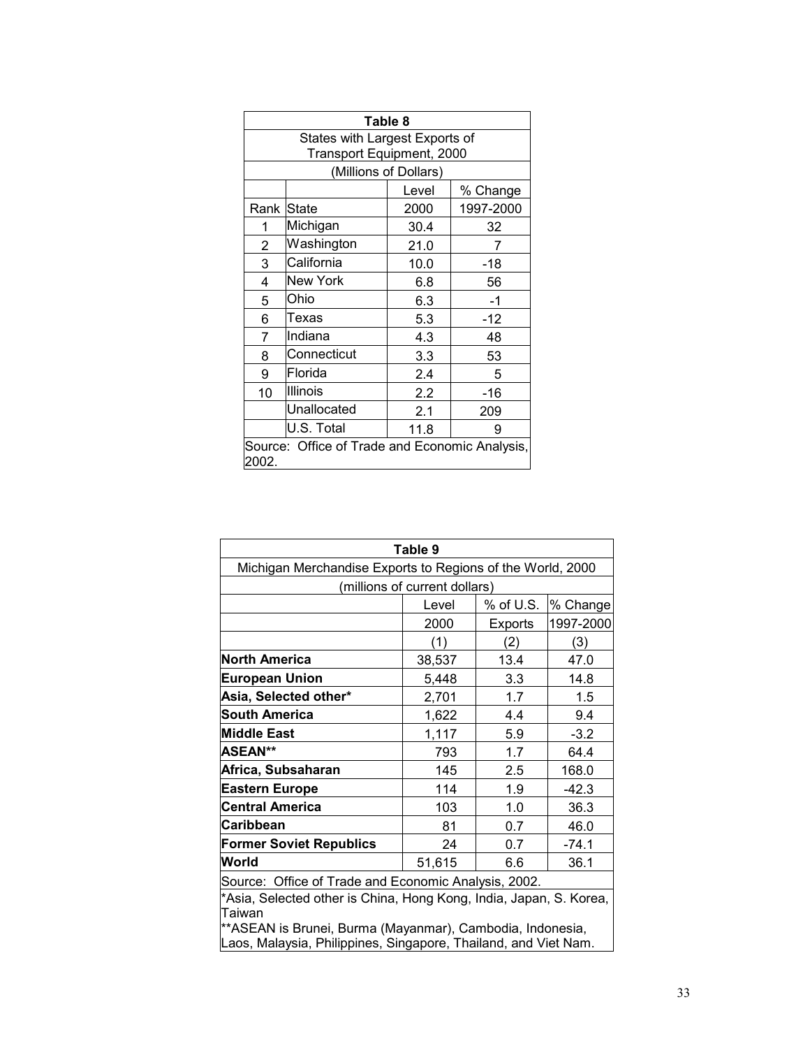**Table 8**

States with Largest Exports of Transport Equipment, 2000

(Millions of Dollars)

| | | Level | % Change |
|---|---|---|---|
| Rank | State | 2000 | 1997-2000 |
| 1 | Michigan | 30.4 | 32 |
| 2 | Washington | 21.0 | 7 |
| 3 | California | 10.0 | -18 |
| 4 | New York | 6.8 | 56 |
| 5 | Ohio | 6.3 | -1 |
| 6 | Texas | 5.3 | -12 |
| 7 | Indiana | 4.3 | 48 |
| 8 | Connecticut | 3.3 | 53 |
| 9 | Florida | 2.4 | 5 |
| 10 | Illinois | 2.2 | -16 |
| | Unallocated | 2.1 | 209 |
| | U.S. Total | 11.8 | 9 |

Source: Office of Trade and Economic Analysis, 2002.

**Table 9**

Michigan Merchandise Exports to Regions of the World, 2000

(millions of current dollars)

| | Level | % of U.S. | % Change |
|---|---|---|---|
| | 2000 | Exports | 1997-2000 |
| | (1) | (2) | (3) |
| **North America** | 38,537 | 13.4 | 47.0 |
| **European Union** | 5,448 | 3.3 | 14.8 |
| **Asia, Selected other*** | 2,701 | 1.7 | 1.5 |
| **South America** | 1,622 | 4.4 | 9.4 |
| **Middle East** | 1,117 | 5.9 | -3.2 |
| **ASEAN**** | 793 | 1.7 | 64.4 |
| **Africa, Subsaharan** | 145 | 2.5 | 168.0 |
| **Eastern Europe** | 114 | 1.9 | -42.3 |
| **Central America** | 103 | 1.0 | 36.3 |
| **Caribbean** | 81 | 0.7 | 46.0 |
| **Former Soviet Republics** | 24 | 0.7 | -74.1 |
| **World** | 51,615 | 6.6 | 36.1 |

Source: Office of Trade and Economic Analysis, 2002.

*Asia, Selected other is China, Hong Kong, India, Japan, S. Korea, Taiwan

**ASEAN is Brunei, Burma (Mayanmar), Cambodia, Indonesia, Laos, Malaysia, Philippines, Singapore, Thailand, and Viet Nam.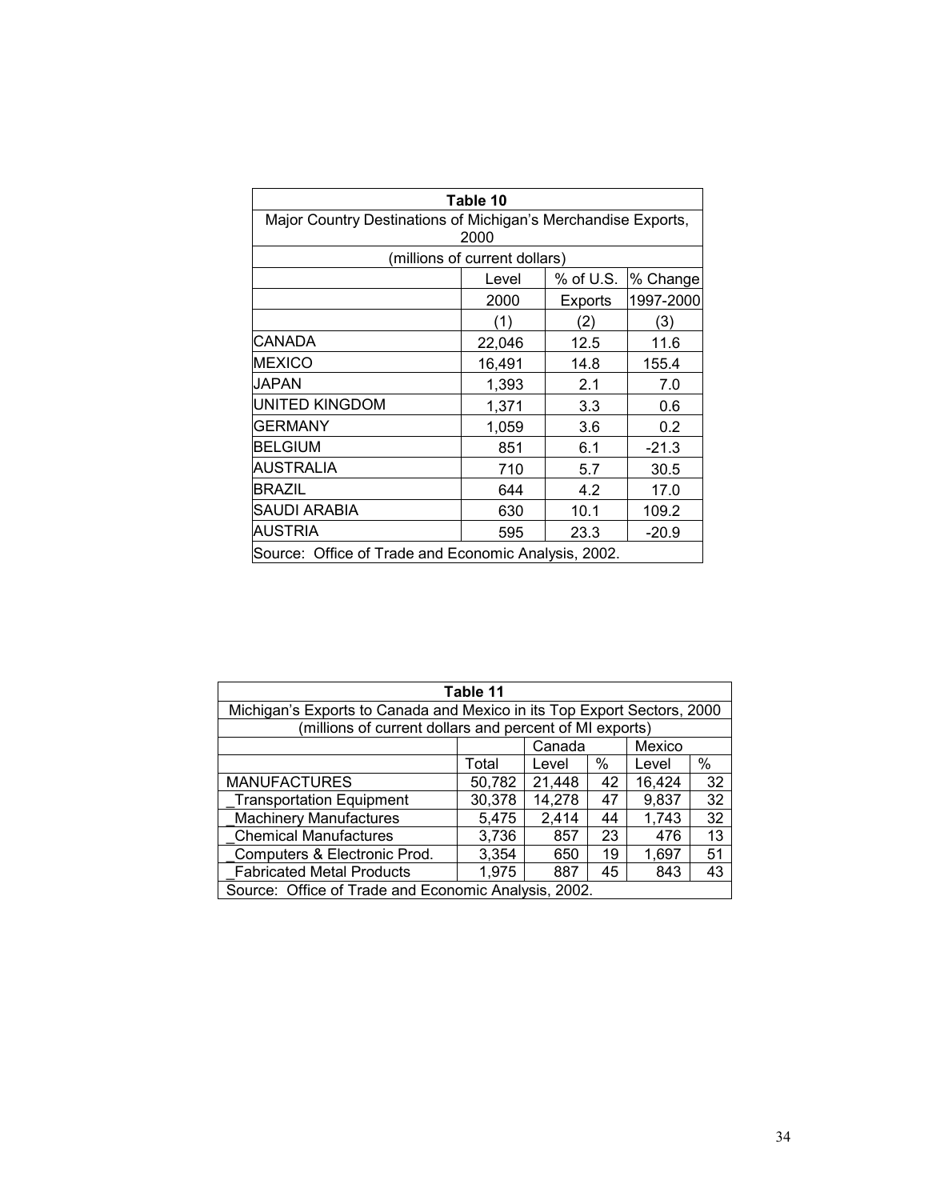**Table 10**

Major Country Destinations of Michigan's Merchandise Exports, 2000

(millions of current dollars)

| | Level 2000 (1) | % of U.S. Exports (2) | % Change 1997-2000 (3) |
|---|---|---|---|
| CANADA | 22,046 | 12.5 | 11.6 |
| MEXICO | 16,491 | 14.8 | 155.4 |
| JAPAN | 1,393 | 2.1 | 7.0 |
| UNITED KINGDOM | 1,371 | 3.3 | 0.6 |
| GERMANY | 1,059 | 3.6 | 0.2 |
| BELGIUM | 851 | 6.1 | -21.3 |
| AUSTRALIA | 710 | 5.7 | 30.5 |
| BRAZIL | 644 | 4.2 | 17.0 |
| SAUDI ARABIA | 630 | 10.1 | 109.2 |
| AUSTRIA | 595 | 23.3 | -20.9 |

Source: Office of Trade and Economic Analysis, 2002.

**Table 11**

Michigan's Exports to Canada and Mexico in its Top Export Sectors, 2000

(millions of current dollars and percent of MI exports)

| | | Canada | | Mexico | |
|---|---|---|---|---|---|
| | Total | Level | % | Level | % |
| MANUFACTURES | 50,782 | 21,448 | 42 | 16,424 | 32 |
| _Transportation Equipment | 30,378 | 14,278 | 47 | 9,837 | 32 |
| _Machinery Manufactures | 5,475 | 2,414 | 44 | 1,743 | 32 |
| _Chemical Manufactures | 3,736 | 857 | 23 | 476 | 13 |
| _Computers & Electronic Prod. | 3,354 | 650 | 19 | 1,697 | 51 |
| _Fabricated Metal Products | 1,975 | 887 | 45 | 843 | 43 |

Source: Office of Trade and Economic Analysis, 2002.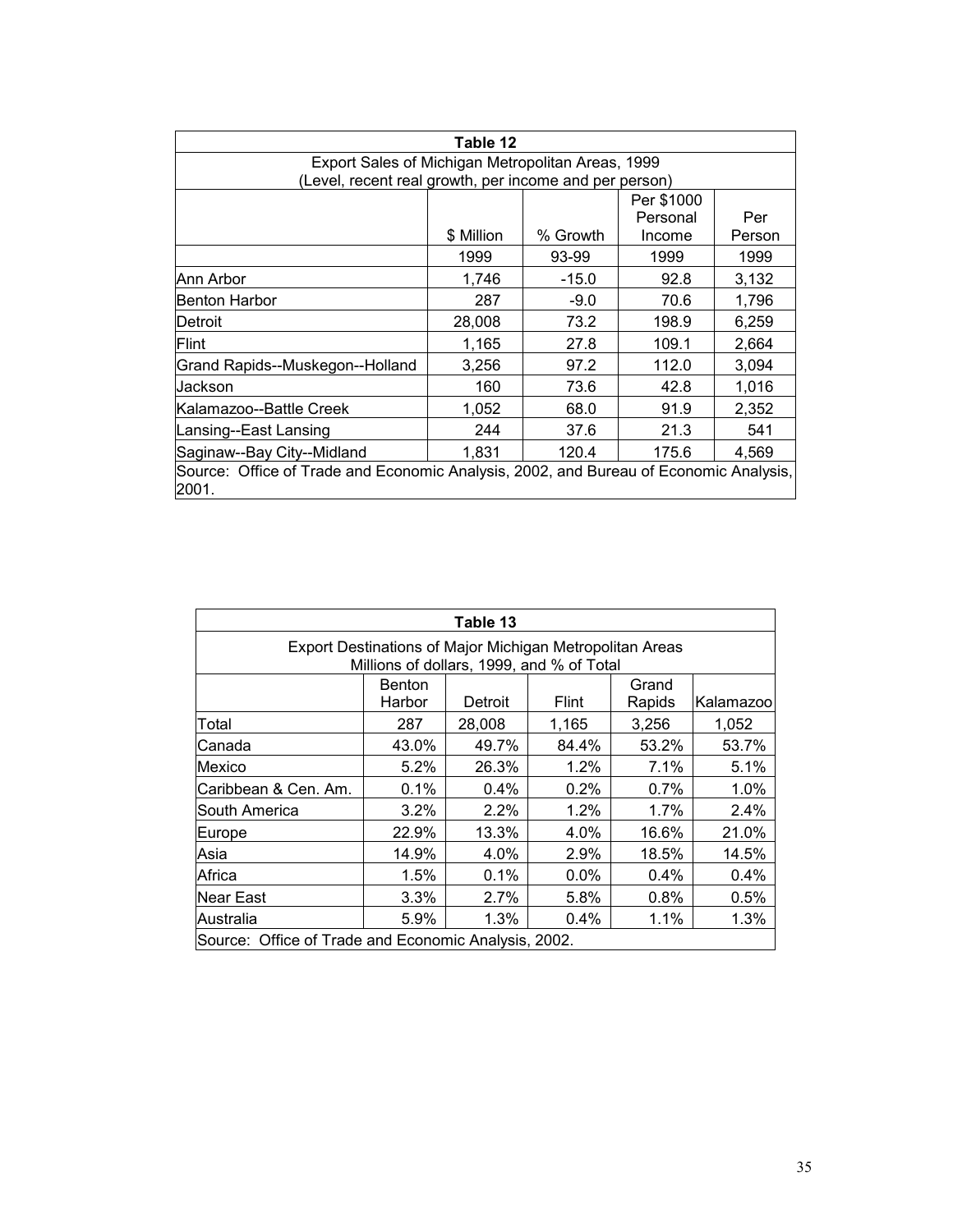**Table 12**

Export Sales of Michigan Metropolitan Areas, 1999
(Level, recent real growth, per income and per person)

| | \$ Million | % Growth | Per \$1000 Personal Income | Per Person |
|---|---|---|---|---|
| | 1999 | 93-99 | 1999 | 1999 |
| Ann Arbor | 1,746 | -15.0 | 92.8 | 3,132 |
| Benton Harbor | 287 | -9.0 | 70.6 | 1,796 |
| Detroit | 28,008 | 73.2 | 198.9 | 6,259 |
| Flint | 1,165 | 27.8 | 109.1 | 2,664 |
| Grand Rapids--Muskegon--Holland | 3,256 | 97.2 | 112.0 | 3,094 |
| Jackson | 160 | 73.6 | 42.8 | 1,016 |
| Kalamazoo--Battle Creek | 1,052 | 68.0 | 91.9 | 2,352 |
| Lansing--East Lansing | 244 | 37.6 | 21.3 | 541 |
| Saginaw--Bay City--Midland | 1,831 | 120.4 | 175.6 | 4,569 |

Source: Office of Trade and Economic Analysis, 2002, and Bureau of Economic Analysis, 2001.

**Table 13**

Export Destinations of Major Michigan Metropolitan Areas
Millions of dollars, 1999, and % of Total

| | Benton Harbor | Detroit | Flint | Grand Rapids | Kalamazoo |
|---|---|---|---|---|---|
| Total | 287 | 28,008 | 1,165 | 3,256 | 1,052 |
| Canada | 43.0% | 49.7% | 84.4% | 53.2% | 53.7% |
| Mexico | 5.2% | 26.3% | 1.2% | 7.1% | 5.1% |
| Caribbean & Cen. Am. | 0.1% | 0.4% | 0.2% | 0.7% | 1.0% |
| South America | 3.2% | 2.2% | 1.2% | 1.7% | 2.4% |
| Europe | 22.9% | 13.3% | 4.0% | 16.6% | 21.0% |
| Asia | 14.9% | 4.0% | 2.9% | 18.5% | 14.5% |
| Africa | 1.5% | 0.1% | 0.0% | 0.4% | 0.4% |
| Near East | 3.3% | 2.7% | 5.8% | 0.8% | 0.5% |
| Australia | 5.9% | 1.3% | 0.4% | 1.1% | 1.3% |

Source: Office of Trade and Economic Analysis, 2002.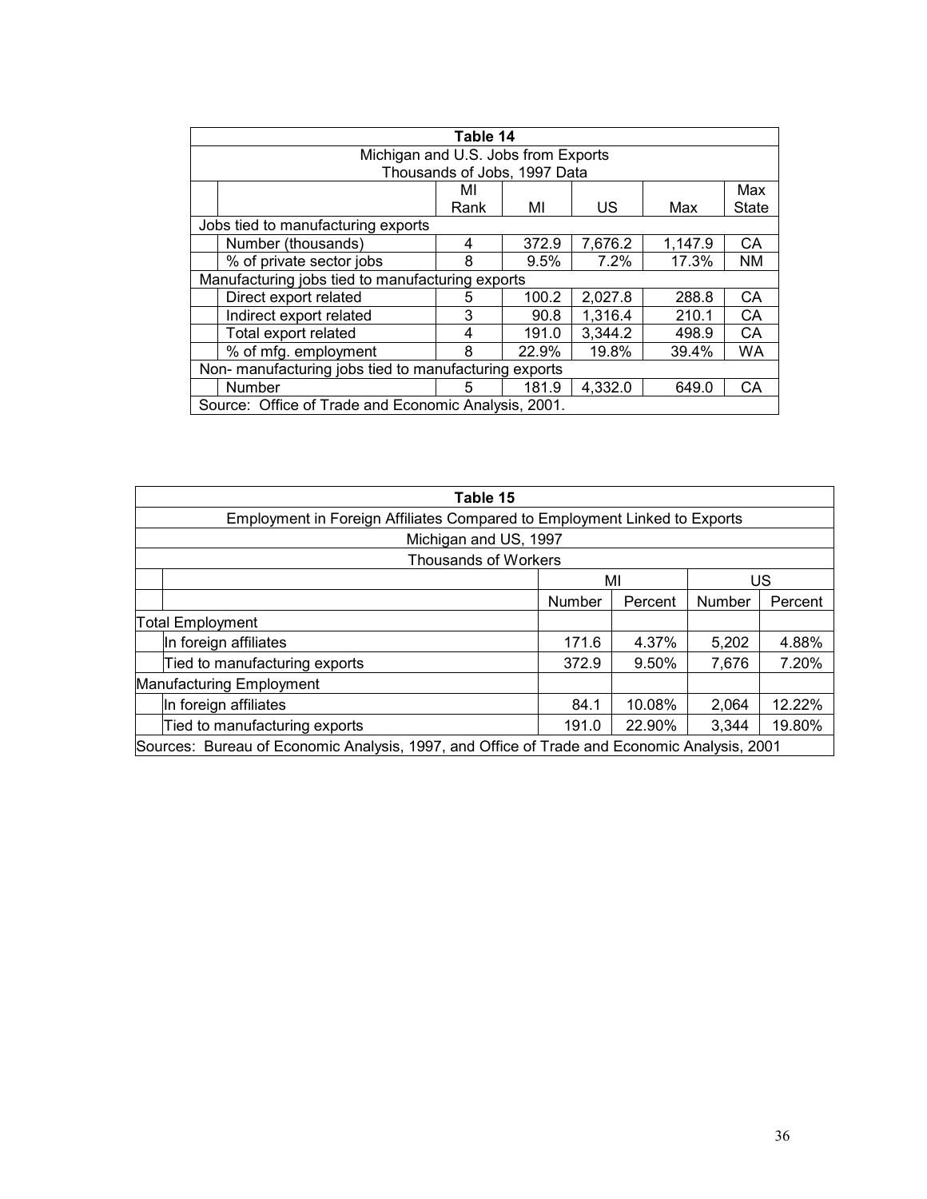| Table 14 | | | | | |
|---|---|---|---|---|---|
| Michigan and U.S. Jobs from Exports<br>Thousands of Jobs, 1997 Data | | | | | |
| | MI Rank | MI | US | Max | Max State |
| Jobs tied to manufacturing exports | | | | | |
| Number (thousands) | 4 | 372.9 | 7,676.2 | 1,147.9 | CA |
| % of private sector jobs | 8 | 9.5% | 7.2% | 17.3% | NM |
| Manufacturing jobs tied to manufacturing exports | | | | | |
| Direct export related | 5 | 100.2 | 2,027.8 | 288.8 | CA |
| Indirect export related | 3 | 90.8 | 1,316.4 | 210.1 | CA |
| Total export related | 4 | 191.0 | 3,344.2 | 498.9 | CA |
| % of mfg. employment | 8 | 22.9% | 19.8% | 39.4% | WA |
| Non- manufacturing jobs tied to manufacturing exports | | | | | |
| Number | 5 | 181.9 | 4,332.0 | 649.0 | CA |

Source: Office of Trade and Economic Analysis, 2001.

| Table 15 | | | | |
|---|---|---|---|---|
| Employment in Foreign Affiliates Compared to Employment Linked to Exports<br>Michigan and US, 1997<br>Thousands of Workers | | | | |
| | MI | | US | |
| | Number | Percent | Number | Percent |
| Total Employment | | | | |
| In foreign affiliates | 171.6 | 4.37% | 5,202 | 4.88% |
| Tied to manufacturing exports | 372.9 | 9.50% | 7,676 | 7.20% |
| Manufacturing Employment | | | | |
| In foreign affiliates | 84.1 | 10.08% | 2,064 | 12.22% |
| Tied to manufacturing exports | 191.0 | 22.90% | 3,344 | 19.80% |

Sources: Bureau of Economic Analysis, 1997, and Office of Trade and Economic Analysis, 2001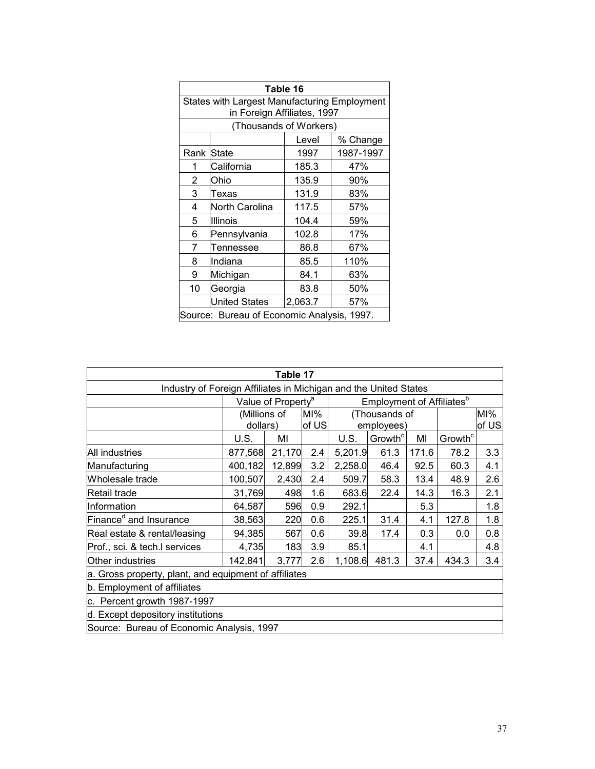| Table 16 | | | |
|---|---|---|---|
| States with Largest Manufacturing Employment in Foreign Affiliates, 1997 | | | |
| (Thousands of Workers) | | | |
| | | Level | % Change |
| Rank | State | 1997 | 1987-1997 |
| 1 | California | 185.3 | 47% |
| 2 | Ohio | 135.9 | 90% |
| 3 | Texas | 131.9 | 83% |
| 4 | North Carolina | 117.5 | 57% |
| 5 | Illinois | 104.4 | 59% |
| 6 | Pennsylvania | 102.8 | 17% |
| 7 | Tennessee | 86.8 | 67% |
| 8 | Indiana | 85.5 | 110% |
| 9 | Michigan | 84.1 | 63% |
| 10 | Georgia | 83.8 | 50% |
| | United States | 2,063.7 | 57% |

Source: Bureau of Economic Analysis, 1997.

| Table 17 | | | | | | | | |
|---|---|---|---|---|---|---|---|---|
| Industry of Foreign Affiliates in Michigan and the United States | | | | | | | | |
| | Value of Property[a] | | | Employment of Affiliates[b] | | | | |
| | (Millions of dollars) | | MI% of US | (Thousands of employees) | | | | MI% of US |
| | U.S. | MI | | U.S. | Growth[c] | MI | Growth[c] | |
| All industries | 877,568 | 21,170 | 2.4 | 5,201.9 | 61.3 | 171.6 | 78.2 | 3.3 |
| Manufacturing | 400,182 | 12,899 | 3.2 | 2,258.0 | 46.4 | 92.5 | 60.3 | 4.1 |
| Wholesale trade | 100,507 | 2,430 | 2.4 | 509.7 | 58.3 | 13.4 | 48.9 | 2.6 |
| Retail trade | 31,769 | 498 | 1.6 | 683.6 | 22.4 | 14.3 | 16.3 | 2.1 |
| Information | 64,587 | 596 | 0.9 | 292.1 | | 5.3 | | 1.8 |
| Finance[d] and Insurance | 38,563 | 220 | 0.6 | 225.1 | 31.4 | 4.1 | 127.8 | 1.8 |
| Real estate & rental/leasing | 94,385 | 567 | 0.6 | 39.8 | 17.4 | 0.3 | 0.0 | 0.8 |
| Prof., sci. & tech.l services | 4,735 | 183 | 3.9 | 85.1 | | 4.1 | | 4.8 |
| Other industries | 142,841 | 3,777 | 2.6 | 1,108.6 | 481.3 | 37.4 | 434.3 | 3.4 |

a. Gross property, plant, and equipment of affiliates

b. Employment of affiliates

c. Percent growth 1987-1997

d. Except depository institutions

Source: Bureau of Economic Analysis, 1997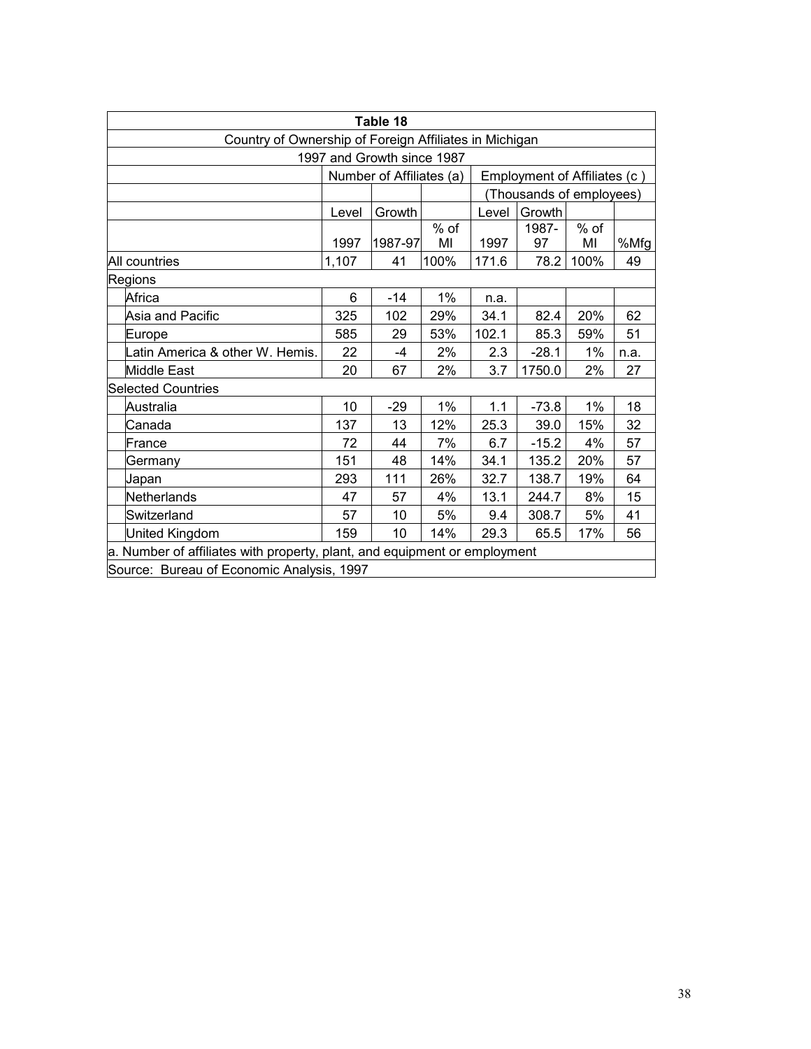**Table 18**

Country of Ownership of Foreign Affiliates in Michigan

1997 and Growth since 1987

| | Number of Affiliates (a) | | | Employment of Affiliates (c ) | | | |
|---|---|---|---|---|---|---|---|
| | | | | (Thousands of employees) | | | |
| | Level | Growth | | Level | Growth | | |
| | 1997 | 1987-97 | % of MI | 1997 | 1987-97 | % of MI | %Mfg |
| All countries | 1,107 | 41 | 100% | 171.6 | 78.2 | 100% | 49 |
| Regions | | | | | | | |
| Africa | 6 | -14 | 1% | n.a. | | | |
| Asia and Pacific | 325 | 102 | 29% | 34.1 | 82.4 | 20% | 62 |
| Europe | 585 | 29 | 53% | 102.1 | 85.3 | 59% | 51 |
| Latin America & other W. Hemis. | 22 | -4 | 2% | 2.3 | -28.1 | 1% | n.a. |
| Middle East | 20 | 67 | 2% | 3.7 | 1750.0 | 2% | 27 |
| Selected Countries | | | | | | | |
| Australia | 10 | -29 | 1% | 1.1 | -73.8 | 1% | 18 |
| Canada | 137 | 13 | 12% | 25.3 | 39.0 | 15% | 32 |
| France | 72 | 44 | 7% | 6.7 | -15.2 | 4% | 57 |
| Germany | 151 | 48 | 14% | 34.1 | 135.2 | 20% | 57 |
| Japan | 293 | 111 | 26% | 32.7 | 138.7 | 19% | 64 |
| Netherlands | 47 | 57 | 4% | 13.1 | 244.7 | 8% | 15 |
| Switzerland | 57 | 10 | 5% | 9.4 | 308.7 | 5% | 41 |
| United Kingdom | 159 | 10 | 14% | 29.3 | 65.5 | 17% | 56 |

a. Number of affiliates with property, plant, and equipment or employment

Source: Bureau of Economic Analysis, 1997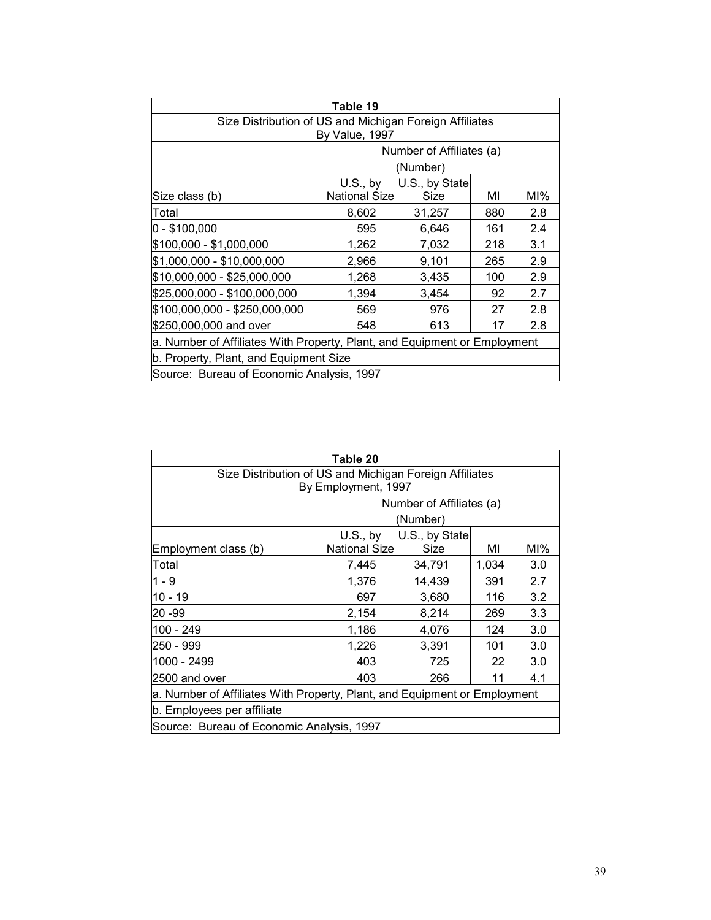| Table 19 | | | | |
|---|---|---|---|---|
| Size Distribution of US and Michigan Foreign Affiliates By Value, 1997 | | | | |
| | Number of Affiliates (a) | | | |
| | (Number) | | | |
| Size class (b) | U.S., by National Size | U.S., by State Size | MI | MI% |
| Total | 8,602 | 31,257 | 880 | 2.8 |
| 0 - $100,000 | 595 | 6,646 | 161 | 2.4 |
| $100,000 - $1,000,000 | 1,262 | 7,032 | 218 | 3.1 |
| $1,000,000 - $10,000,000 | 2,966 | 9,101 | 265 | 2.9 |
| $10,000,000 - $25,000,000 | 1,268 | 3,435 | 100 | 2.9 |
| $25,000,000 - $100,000,000 | 1,394 | 3,454 | 92 | 2.7 |
| $100,000,000 - $250,000,000 | 569 | 976 | 27 | 2.8 |
| $250,000,000 and over | 548 | 613 | 17 | 2.8 |
| a. Number of Affiliates With Property, Plant, and Equipment or Employment | | | | |
| b. Property, Plant, and Equipment Size | | | | |
| Source: Bureau of Economic Analysis, 1997 | | | | |

| Table 20 | | | | |
|---|---|---|---|---|
| Size Distribution of US and Michigan Foreign Affiliates By Employment, 1997 | | | | |
| | Number of Affiliates (a) | | | |
| | (Number) | | | |
| Employment class (b) | U.S., by National Size | U.S., by State Size | MI | MI% |
| Total | 7,445 | 34,791 | 1,034 | 3.0 |
| 1 - 9 | 1,376 | 14,439 | 391 | 2.7 |
| 10 - 19 | 697 | 3,680 | 116 | 3.2 |
| 20 -99 | 2,154 | 8,214 | 269 | 3.3 |
| 100 - 249 | 1,186 | 4,076 | 124 | 3.0 |
| 250 - 999 | 1,226 | 3,391 | 101 | 3.0 |
| 1000 - 2499 | 403 | 725 | 22 | 3.0 |
| 2500 and over | 403 | 266 | 11 | 4.1 |
| a. Number of Affiliates With Property, Plant, and Equipment or Employment | | | | |
| b. Employees per affiliate | | | | |
| Source: Bureau of Economic Analysis, 1997 | | | | |